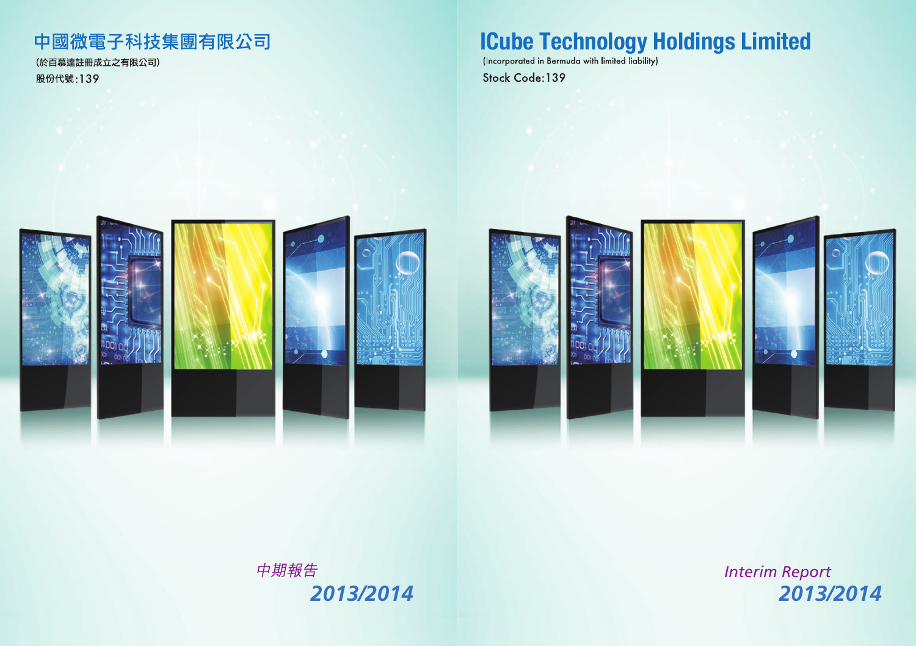# 中國微電子科技集團有限公司

(於百慕達註冊成立之有限公司)

股份代號:139

*中期報告*

***2013/2014***

# ICube Technology Holdings Limited

(Incorporated in Bermuda with limited liability)

Stock Code:139

*Interim Report*

***2013/2014***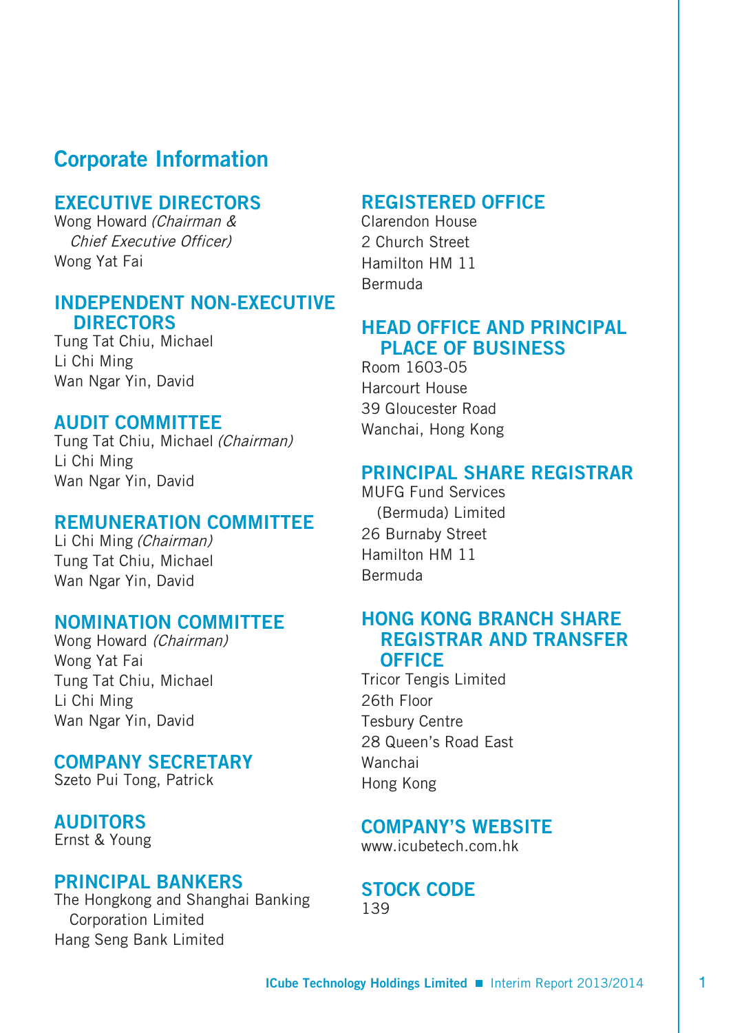# Corporate Information

## EXECUTIVE DIRECTORS

Wong Howard *(Chairman & Chief Executive Officer)*
Wong Yat Fai

## INDEPENDENT NON-EXECUTIVE DIRECTORS

Tung Tat Chiu, Michael
Li Chi Ming
Wan Ngar Yin, David

## AUDIT COMMITTEE

Tung Tat Chiu, Michael *(Chairman)*
Li Chi Ming
Wan Ngar Yin, David

## REMUNERATION COMMITTEE

Li Chi Ming *(Chairman)*
Tung Tat Chiu, Michael
Wan Ngar Yin, David

## NOMINATION COMMITTEE

Wong Howard *(Chairman)*
Wong Yat Fai
Tung Tat Chiu, Michael
Li Chi Ming
Wan Ngar Yin, David

## COMPANY SECRETARY

Szeto Pui Tong, Patrick

## AUDITORS

Ernst & Young

## PRINCIPAL BANKERS

The Hongkong and Shanghai Banking Corporation Limited
Hang Seng Bank Limited

## REGISTERED OFFICE

Clarendon House
2 Church Street
Hamilton HM 11
Bermuda

## HEAD OFFICE AND PRINCIPAL PLACE OF BUSINESS

Room 1603-05
Harcourt House
39 Gloucester Road
Wanchai, Hong Kong

## PRINCIPAL SHARE REGISTRAR

MUFG Fund Services (Bermuda) Limited
26 Burnaby Street
Hamilton HM 11
Bermuda

## HONG KONG BRANCH SHARE REGISTRAR AND TRANSFER OFFICE

Tricor Tengis Limited
26th Floor
Tesbury Centre
28 Queen's Road East
Wanchai
Hong Kong

## COMPANY'S WEBSITE

www.icubetech.com.hk

## STOCK CODE

139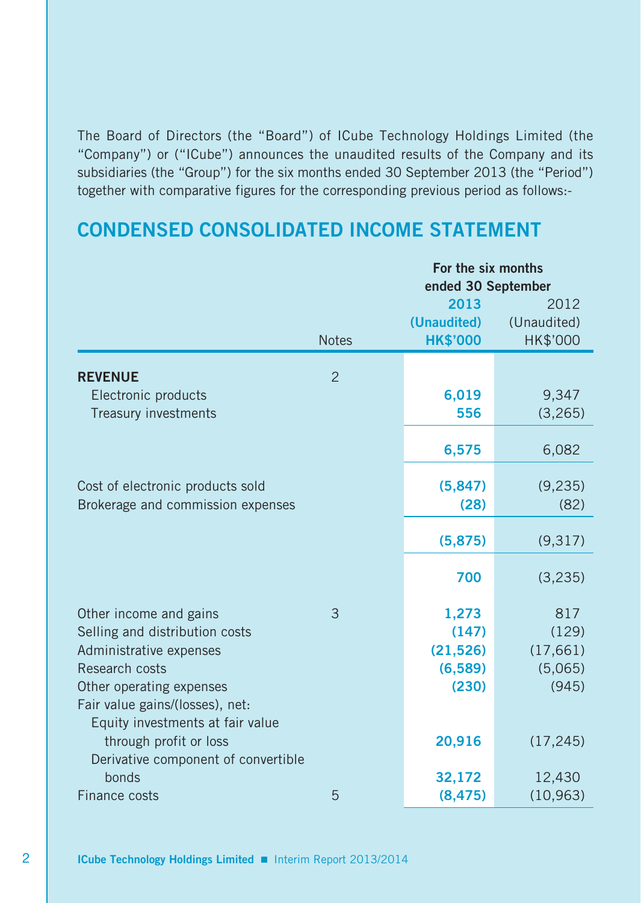The Board of Directors (the "Board") of ICube Technology Holdings Limited (the "Company") or ("ICube") announces the unaudited results of the Company and its subsidiaries (the "Group") for the six months ended 30 September 2013 (the "Period") together with comparative figures for the corresponding previous period as follows:-

## CONDENSED CONSOLIDATED INCOME STATEMENT

| | Notes | For the six months ended 30 September 2013 (Unaudited) HK$'000 | 2012 (Unaudited) HK$'000 |
|---|---|---|---|
| **REVENUE** | 2 | | |
| Electronic products | | **6,019** | 9,347 |
| Treasury investments | | **556** | (3,265) |
| | | **6,575** | 6,082 |
| Cost of electronic products sold | | **(5,847)** | (9,235) |
| Brokerage and commission expenses | | **(28)** | (82) |
| | | **(5,875)** | (9,317) |
| | | **700** | (3,235) |
| Other income and gains | 3 | **1,273** | 817 |
| Selling and distribution costs | | **(147)** | (129) |
| Administrative expenses | | **(21,526)** | (17,661) |
| Research costs | | **(6,589)** | (5,065) |
| Other operating expenses | | **(230)** | (945) |
| Fair value gains/(losses), net: | | | |
| Equity investments at fair value through profit or loss | | **20,916** | (17,245) |
| Derivative component of convertible bonds | | **32,172** | 12,430 |
| Finance costs | 5 | **(8,475)** | (10,963) |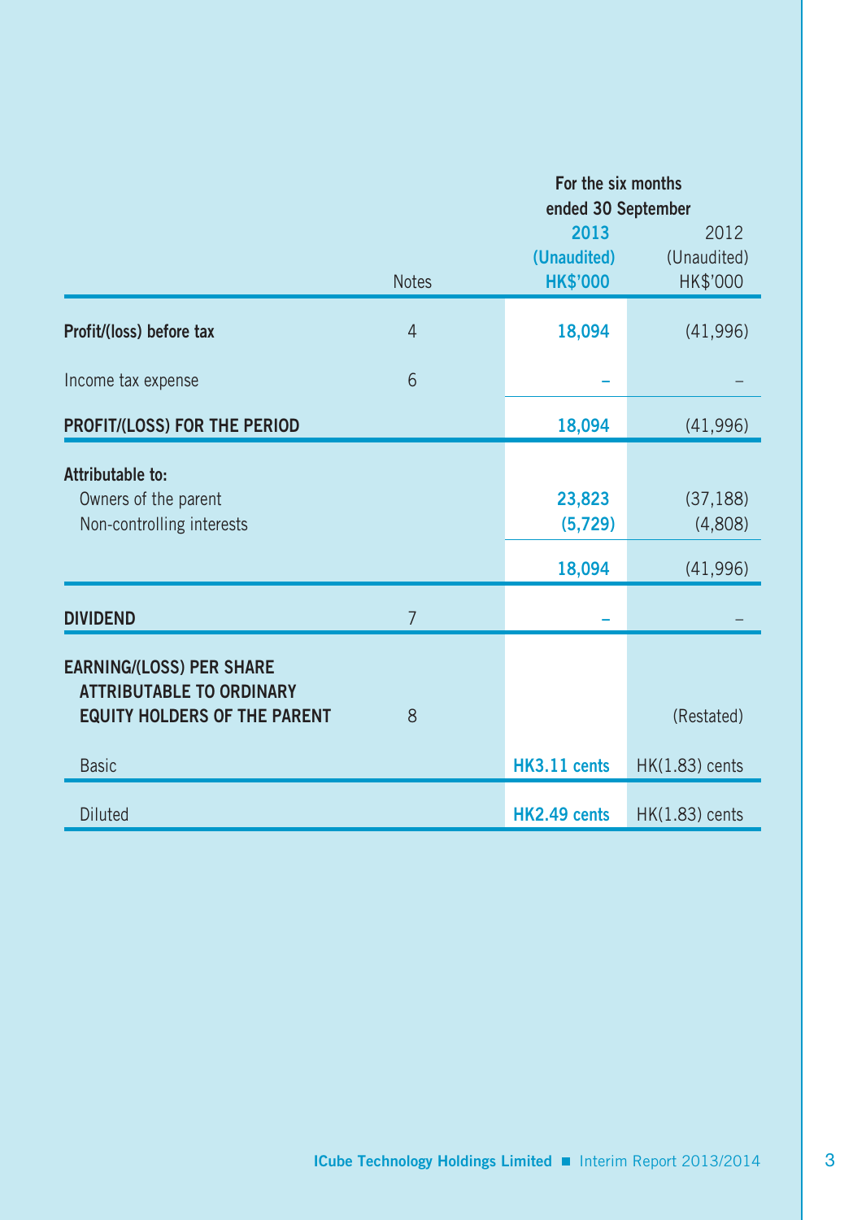| | Notes | For the six months ended 30 September 2013 (Unaudited) HK$'000 | 2012 (Unaudited) HK$'000 |
|---|---|---|---|
| **Profit/(loss) before tax** | 4 | 18,094 | (41,996) |
| Income tax expense | 6 | – | – |
| **PROFIT/(LOSS) FOR THE PERIOD** | | 18,094 | (41,996) |
| **Attributable to:** | | | |
| Owners of the parent | | 23,823 | (37,188) |
| Non-controlling interests | | (5,729) | (4,808) |
| | | 18,094 | (41,996) |
| **DIVIDEND** | 7 | – | – |
| **EARNING/(LOSS) PER SHARE ATTRIBUTABLE TO ORDINARY EQUITY HOLDERS OF THE PARENT** | 8 | | (Restated) |
| Basic | | HK3.11 cents | HK(1.83) cents |
| Diluted | | HK2.49 cents | HK(1.83) cents |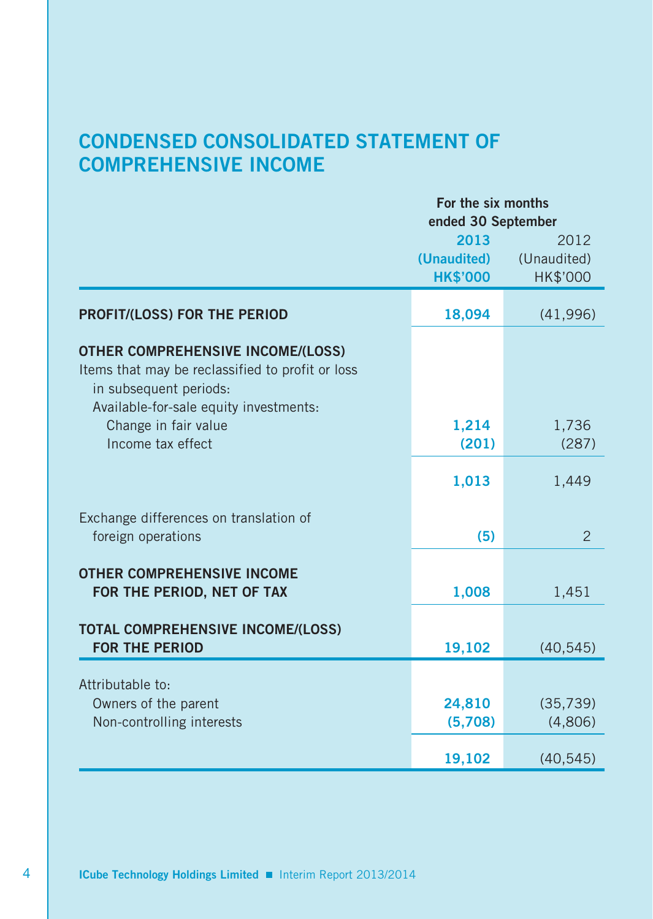# CONDENSED CONSOLIDATED STATEMENT OF COMPREHENSIVE INCOME

| | For the six months ended 30 September | |
|---|---|---|
| | **2013** | 2012 |
| | **(Unaudited)** | (Unaudited) |
| | **HK$'000** | HK$'000 |
| **PROFIT/(LOSS) FOR THE PERIOD** | **18,094** | (41,996) |
| **OTHER COMPREHENSIVE INCOME/(LOSS)** | | |
| Items that may be reclassified to profit or loss in subsequent periods: | | |
| Available-for-sale equity investments: | | |
| Change in fair value | **1,214** | 1,736 |
| Income tax effect | **(201)** | (287) |
| | **1,013** | 1,449 |
| Exchange differences on translation of foreign operations | **(5)** | 2 |
| **OTHER COMPREHENSIVE INCOME FOR THE PERIOD, NET OF TAX** | **1,008** | 1,451 |
| **TOTAL COMPREHENSIVE INCOME/(LOSS) FOR THE PERIOD** | **19,102** | (40,545) |
| Attributable to: | | |
| Owners of the parent | **24,810** | (35,739) |
| Non-controlling interests | **(5,708)** | (4,806) |
| | **19,102** | (40,545) |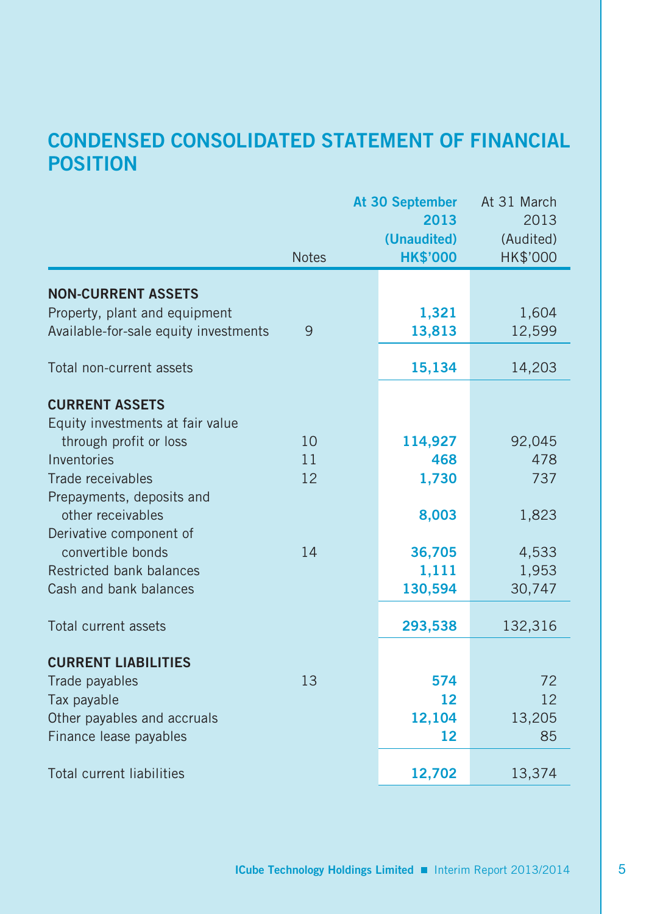# CONDENSED CONSOLIDATED STATEMENT OF FINANCIAL POSITION

| | Notes | At 30 September 2013 (Unaudited) HK$'000 | At 31 March 2013 (Audited) HK$'000 |
|---|---|---|---|
| **NON-CURRENT ASSETS** | | | |
| Property, plant and equipment | | **1,321** | 1,604 |
| Available-for-sale equity investments | 9 | **13,813** | 12,599 |
| Total non-current assets | | **15,134** | 14,203 |
| **CURRENT ASSETS** | | | |
| Equity investments at fair value through profit or loss | 10 | **114,927** | 92,045 |
| Inventories | 11 | **468** | 478 |
| Trade receivables | 12 | **1,730** | 737 |
| Prepayments, deposits and other receivables | | **8,003** | 1,823 |
| Derivative component of convertible bonds | 14 | **36,705** | 4,533 |
| Restricted bank balances | | **1,111** | 1,953 |
| Cash and bank balances | | **130,594** | 30,747 |
| Total current assets | | **293,538** | 132,316 |
| **CURRENT LIABILITIES** | | | |
| Trade payables | 13 | **574** | 72 |
| Tax payable | | **12** | 12 |
| Other payables and accruals | | **12,104** | 13,205 |
| Finance lease payables | | **12** | 85 |
| Total current liabilities | | **12,702** | 13,374 |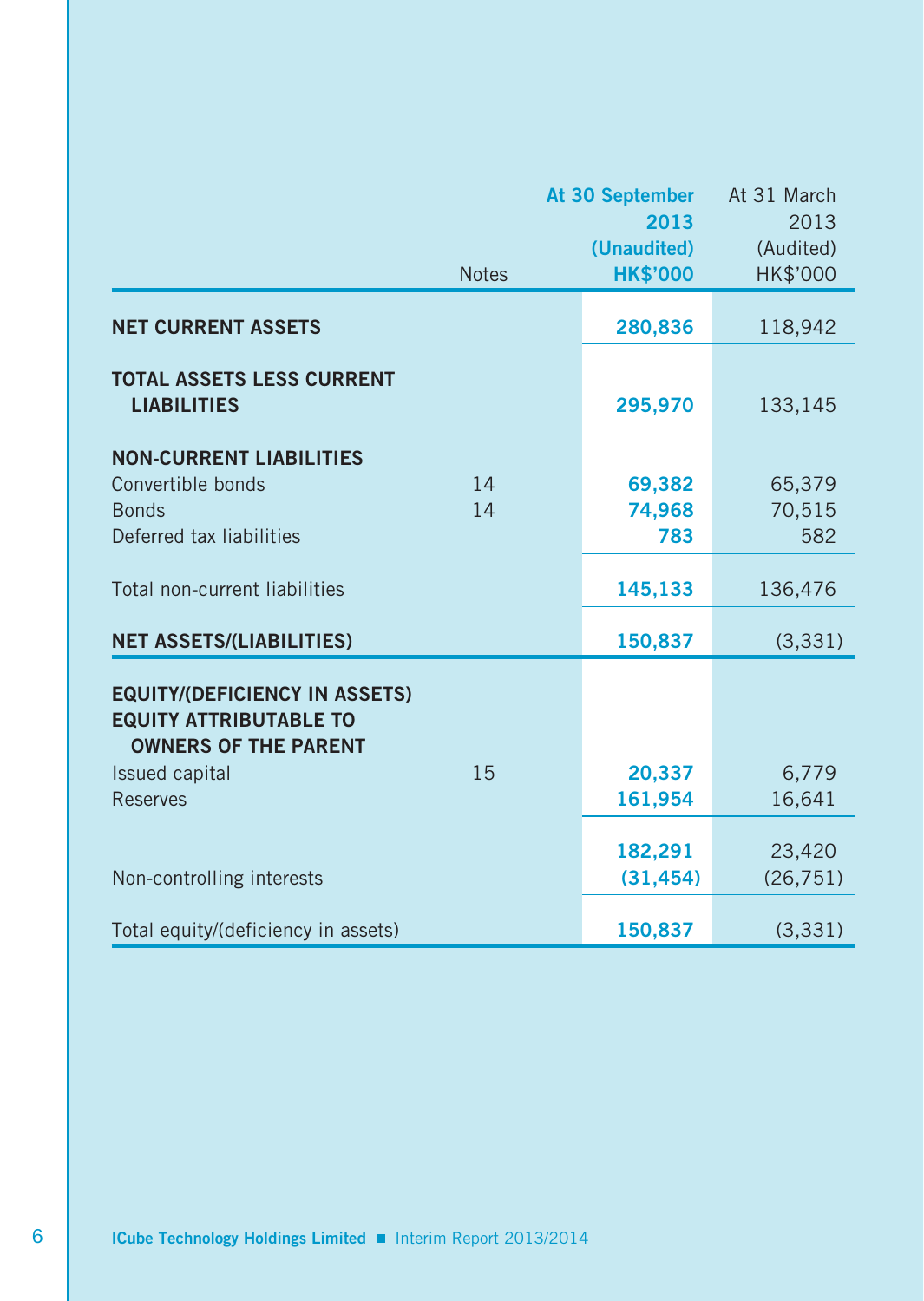| | Notes | At 30 September 2013 (Unaudited) HK$'000 | At 31 March 2013 (Audited) HK$'000 |
|---|---|---|---|
| **NET CURRENT ASSETS** | | **280,836** | 118,942 |
| **TOTAL ASSETS LESS CURRENT LIABILITIES** | | **295,970** | 133,145 |
| **NON-CURRENT LIABILITIES** | | | |
| Convertible bonds | 14 | **69,382** | 65,379 |
| Bonds | 14 | **74,968** | 70,515 |
| Deferred tax liabilities | | **783** | 582 |
| Total non-current liabilities | | **145,133** | 136,476 |
| **NET ASSETS/(LIABILITIES)** | | **150,837** | (3,331) |
| **EQUITY/(DEFICIENCY IN ASSETS)** | | | |
| **EQUITY ATTRIBUTABLE TO OWNERS OF THE PARENT** | | | |
| Issued capital | 15 | **20,337** | 6,779 |
| Reserves | | **161,954** | 16,641 |
| | | **182,291** | 23,420 |
| Non-controlling interests | | **(31,454)** | (26,751) |
| Total equity/(deficiency in assets) | | **150,837** | (3,331) |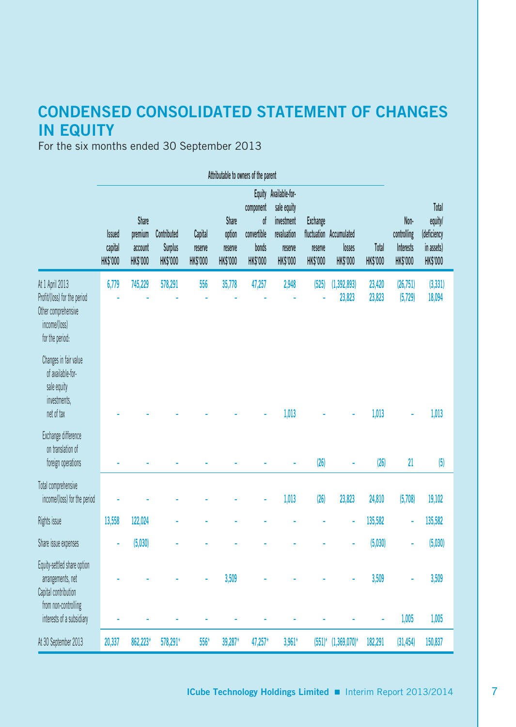# CONDENSED CONSOLIDATED STATEMENT OF CHANGES IN EQUITY

For the six months ended 30 September 2013

| | Attributable to owners of the parent | | | | | | | | | | | |
|---|---|---|---|---|---|---|---|---|---|---|---|---|
| | Issued capital HK$'000 | Share premium account HK$'000 | Contributed Surplus HK$'000 | Capital reserve HK$'000 | Share option reserve HK$'000 | Equity component of convertible bonds HK$'000 | Available-for-sale equity investment revaluation reserve HK$'000 | Exchange fluctuation reserve HK$'000 | Accumulated losses HK$'000 | Total HK$'000 | Non-controlling Interests HK$'000 | Total equity/ (deficiency in assets) HK$'000 |
| At 1 April 2013 | 6,779 | 745,229 | 578,291 | 556 | 35,778 | 47,257 | 2,948 | (525) | (1,392,893) | 23,420 | (26,751) | (3,331) |
| Profit/(loss) for the period | - | - | - | - | - | - | - | - | 23,823 | 23,823 | (5,729) | 18,094 |
| Other comprehensive income/(loss) for the period: | | | | | | | | | | | | |
| Changes in fair value of available-for-sale equity investments, net of tax | - | - | - | - | - | - | 1,013 | - | - | 1,013 | - | 1,013 |
| Exchange difference on translation of foreign operations | - | - | - | - | - | - | - | (26) | - | (26) | 21 | (5) |
| Total comprehensive income/(loss) for the period | - | - | - | - | - | - | 1,013 | (26) | 23,823 | 24,810 | (5,708) | 19,102 |
| Rights issue | 13,558 | 122,024 | - | - | - | - | - | - | - | 135,582 | - | 135,582 |
| Share issue expenses | - | (5,030) | - | - | - | - | - | - | - | (5,030) | - | (5,030) |
| Equity-settled share option arrangements, net | - | - | - | - | 3,509 | - | - | - | - | 3,509 | - | 3,509 |
| Capital contribution from non-controlling interests of a subsidiary | - | - | - | - | - | - | - | - | - | - | 1,005 | 1,005 |
| At 30 September 2013 | 20,337 | 862,223* | 578,291* | 556* | 39,287* | 47,257* | 3,961* | (551)* | (1,369,070)* | 182,291 | (31,454) | 150,837 |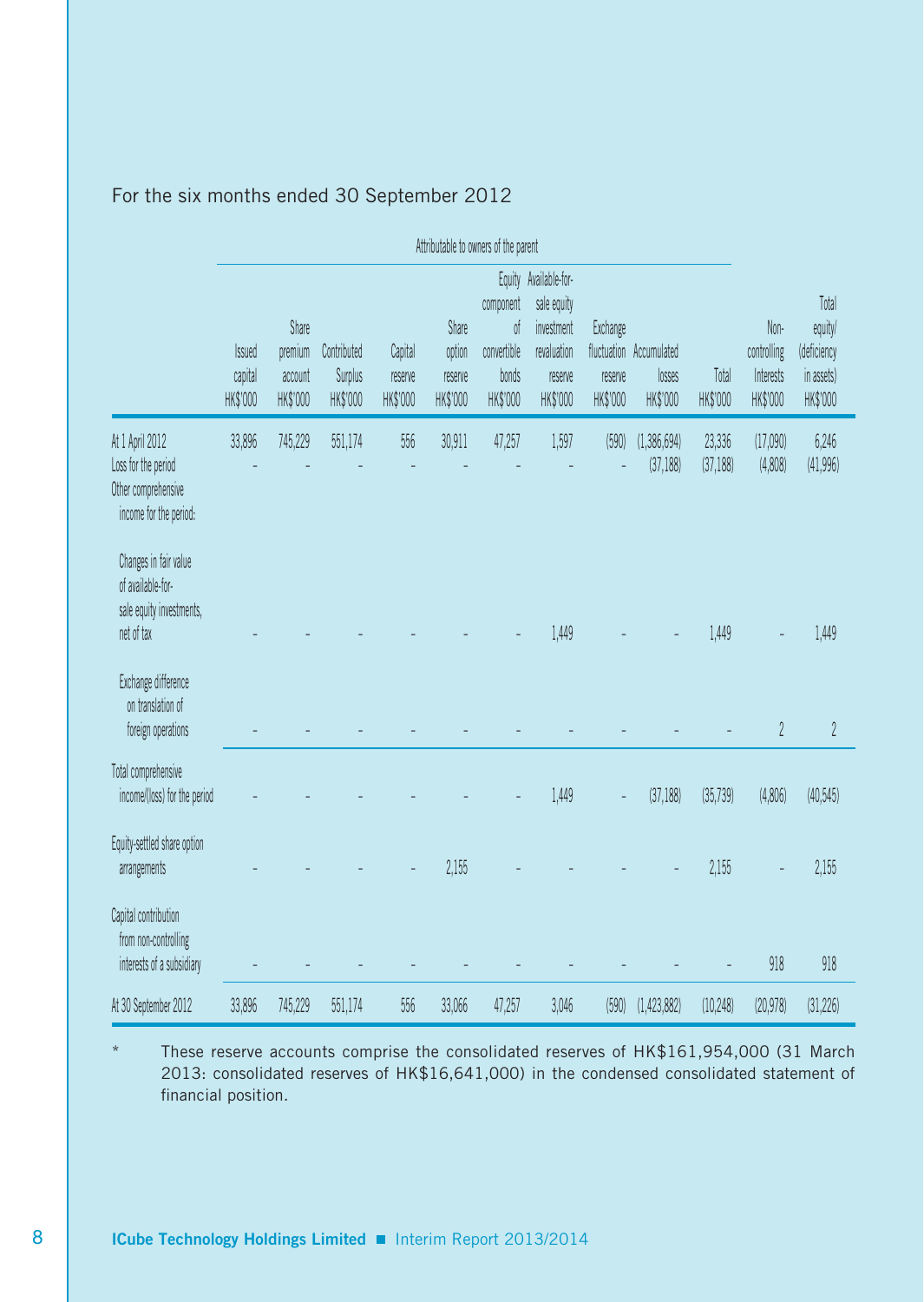For the six months ended 30 September 2012

| | Attributable to owners of the parent | | | | | | | | | | | |
|---|---|---|---|---|---|---|---|---|---|---|---|---|
| | Issued capital HK$'000 | Share premium account HK$'000 | Contributed Surplus HK$'000 | Capital reserve HK$'000 | Share option reserve HK$'000 | Equity component of convertible bonds HK$'000 | Available-for-sale equity investment revaluation reserve HK$'000 | Exchange fluctuation reserve HK$'000 | Accumulated losses HK$'000 | Total HK$'000 | Non-controlling Interests HK$'000 | Total equity/ (deficiency in assets) HK$'000 |
| At 1 April 2012 | 33,896 | 745,229 | 551,174 | 556 | 30,911 | 47,257 | 1,597 | (590) | (1,386,694) | 23,336 | (17,090) | 6,246 |
| Loss for the period | - | - | - | - | - | - | - | - | (37,188) | (37,188) | (4,808) | (41,996) |
| Other comprehensive income for the period: | | | | | | | | | | | | |
| Changes in fair value of available-for-sale equity investments, net of tax | - | - | - | - | - | - | 1,449 | - | - | 1,449 | - | 1,449 |
| Exchange difference on translation of foreign operations | - | - | - | - | - | - | - | - | - | - | 2 | 2 |
| Total comprehensive income/(loss) for the period | - | - | - | - | - | - | 1,449 | - | (37,188) | (35,739) | (4,806) | (40,545) |
| Equity-settled share option arrangements | - | - | - | - | 2,155 | - | - | - | - | 2,155 | - | 2,155 |
| Capital contribution from non-controlling interests of a subsidiary | - | - | - | - | - | - | - | - | - | - | 918 | 918 |
| At 30 September 2012 | 33,896 | 745,229 | 551,174 | 556 | 33,066 | 47,257 | 3,046 | (590) | (1,423,882) | (10,248) | (20,978) | (31,226) |

\* These reserve accounts comprise the consolidated reserves of HK$161,954,000 (31 March 2013: consolidated reserves of HK$16,641,000) in the condensed consolidated statement of financial position.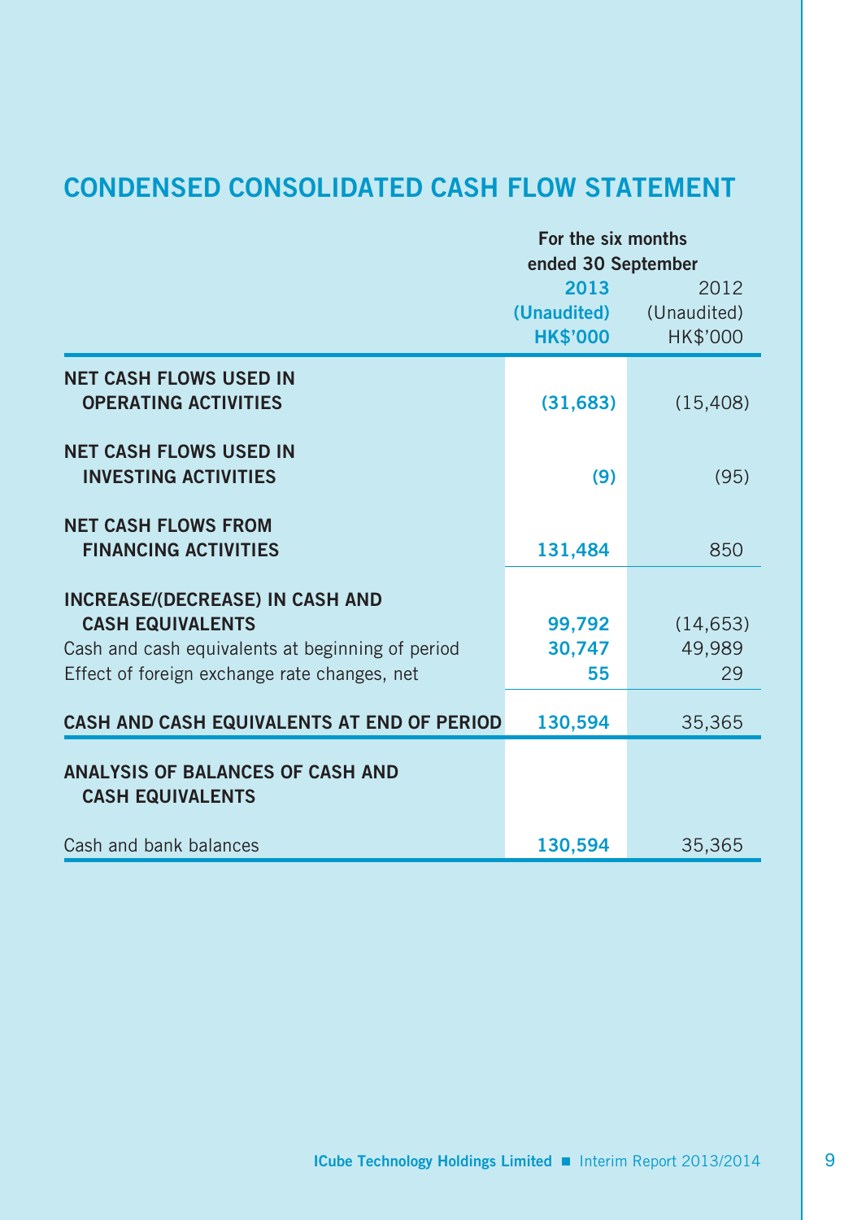# CONDENSED CONSOLIDATED CASH FLOW STATEMENT

| | For the six months ended 30 September | |
|---|---|---|
| | **2013** | 2012 |
| | **(Unaudited)** | (Unaudited) |
| | **HK$'000** | HK$'000 |
| **NET CASH FLOWS USED IN OPERATING ACTIVITIES** | **(31,683)** | (15,408) |
| **NET CASH FLOWS USED IN INVESTING ACTIVITIES** | **(9)** | (95) |
| **NET CASH FLOWS FROM FINANCING ACTIVITIES** | **131,484** | 850 |
| **INCREASE/(DECREASE) IN CASH AND CASH EQUIVALENTS** | **99,792** | (14,653) |
| Cash and cash equivalents at beginning of period | **30,747** | 49,989 |
| Effect of foreign exchange rate changes, net | **55** | 29 |
| **CASH AND CASH EQUIVALENTS AT END OF PERIOD** | **130,594** | 35,365 |
| **ANALYSIS OF BALANCES OF CASH AND CASH EQUIVALENTS** | | |
| Cash and bank balances | **130,594** | 35,365 |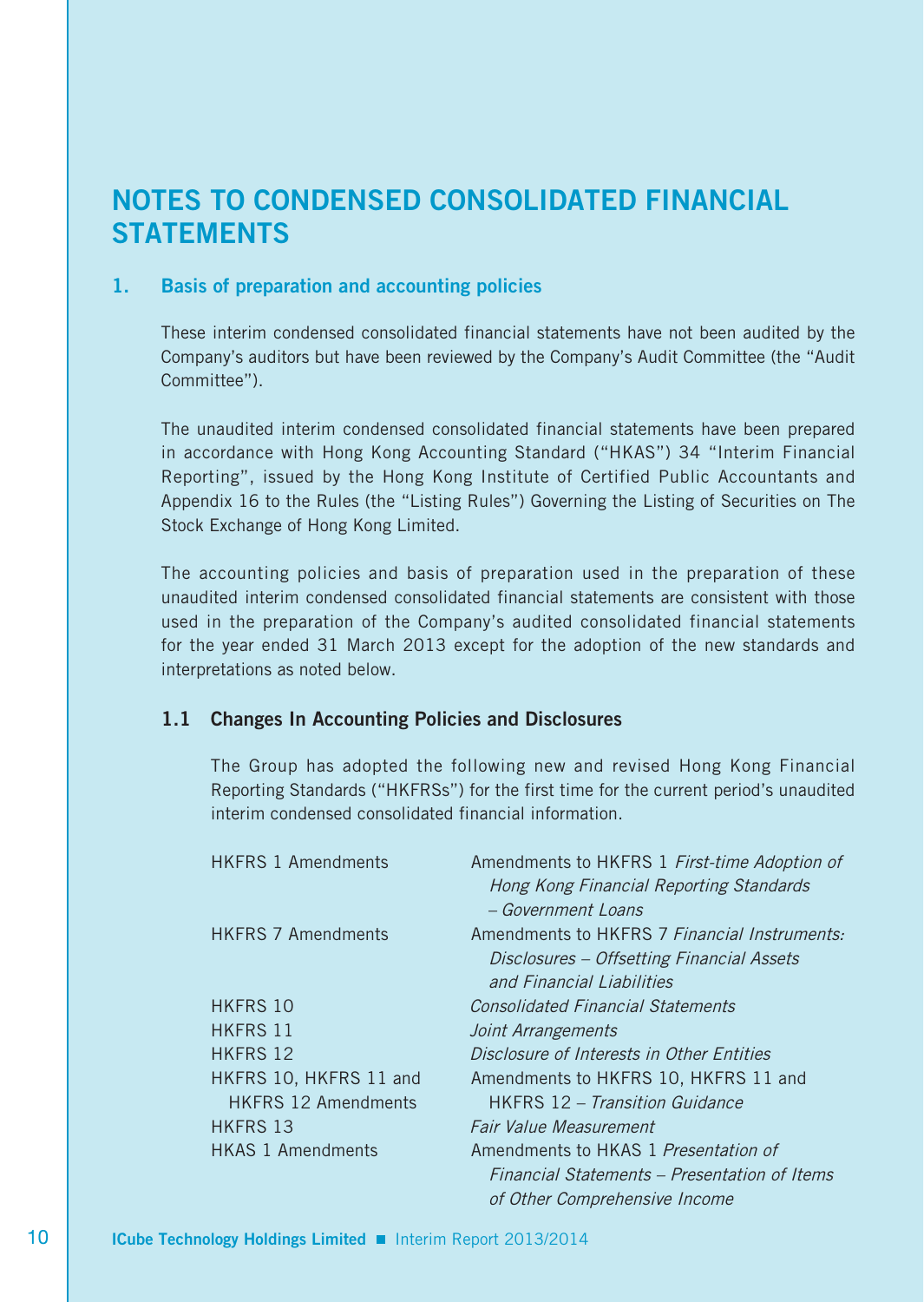# NOTES TO CONDENSED CONSOLIDATED FINANCIAL STATEMENTS

## 1. Basis of preparation and accounting policies

These interim condensed consolidated financial statements have not been audited by the Company's auditors but have been reviewed by the Company's Audit Committee (the "Audit Committee").

The unaudited interim condensed consolidated financial statements have been prepared in accordance with Hong Kong Accounting Standard ("HKAS") 34 "Interim Financial Reporting", issued by the Hong Kong Institute of Certified Public Accountants and Appendix 16 to the Rules (the "Listing Rules") Governing the Listing of Securities on The Stock Exchange of Hong Kong Limited.

The accounting policies and basis of preparation used in the preparation of these unaudited interim condensed consolidated financial statements are consistent with those used in the preparation of the Company's audited consolidated financial statements for the year ended 31 March 2013 except for the adoption of the new standards and interpretations as noted below.

### 1.1 Changes In Accounting Policies and Disclosures

The Group has adopted the following new and revised Hong Kong Financial Reporting Standards ("HKFRSs") for the first time for the current period's unaudited interim condensed consolidated financial information.

| | |
|---|---|
| HKFRS 1 Amendments | Amendments to HKFRS 1 *First-time Adoption of Hong Kong Financial Reporting Standards – Government Loans* |
| HKFRS 7 Amendments | Amendments to HKFRS 7 *Financial Instruments: Disclosures – Offsetting Financial Assets and Financial Liabilities* |
| HKFRS 10 | *Consolidated Financial Statements* |
| HKFRS 11 | *Joint Arrangements* |
| HKFRS 12 | *Disclosure of Interests in Other Entities* |
| HKFRS 10, HKFRS 11 and HKFRS 12 Amendments | Amendments to HKFRS 10, HKFRS 11 and HKFRS 12 – *Transition Guidance* |
| HKFRS 13 | *Fair Value Measurement* |
| HKAS 1 Amendments | Amendments to HKAS 1 *Presentation of Financial Statements – Presentation of Items of Other Comprehensive Income* |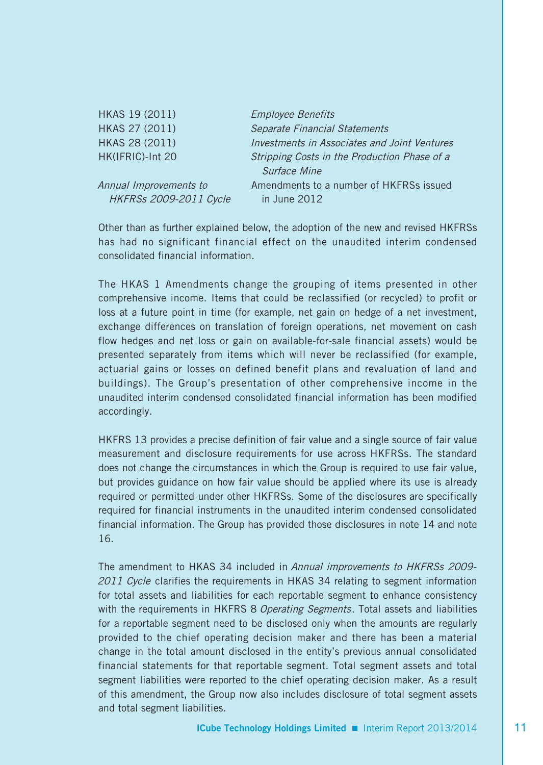| | |
|---|---|
| HKAS 19 (2011) | *Employee Benefits* |
| HKAS 27 (2011) | *Separate Financial Statements* |
| HKAS 28 (2011) | *Investments in Associates and Joint Ventures* |
| HK(IFRIC)-Int 20 | *Stripping Costs in the Production Phase of a Surface Mine* |
| *Annual Improvements to HKFRSs 2009-2011 Cycle* | Amendments to a number of HKFRSs issued in June 2012 |

Other than as further explained below, the adoption of the new and revised HKFRSs has had no significant financial effect on the unaudited interim condensed consolidated financial information.

The HKAS 1 Amendments change the grouping of items presented in other comprehensive income. Items that could be reclassified (or recycled) to profit or loss at a future point in time (for example, net gain on hedge of a net investment, exchange differences on translation of foreign operations, net movement on cash flow hedges and net loss or gain on available-for-sale financial assets) would be presented separately from items which will never be reclassified (for example, actuarial gains or losses on defined benefit plans and revaluation of land and buildings). The Group's presentation of other comprehensive income in the unaudited interim condensed consolidated financial information has been modified accordingly.

HKFRS 13 provides a precise definition of fair value and a single source of fair value measurement and disclosure requirements for use across HKFRSs. The standard does not change the circumstances in which the Group is required to use fair value, but provides guidance on how fair value should be applied where its use is already required or permitted under other HKFRSs. Some of the disclosures are specifically required for financial instruments in the unaudited interim condensed consolidated financial information. The Group has provided those disclosures in note 14 and note 16.

The amendment to HKAS 34 included in *Annual improvements to HKFRSs 2009-2011 Cycle* clarifies the requirements in HKAS 34 relating to segment information for total assets and liabilities for each reportable segment to enhance consistency with the requirements in HKFRS 8 *Operating Segments*. Total assets and liabilities for a reportable segment need to be disclosed only when the amounts are regularly provided to the chief operating decision maker and there has been a material change in the total amount disclosed in the entity's previous annual consolidated financial statements for that reportable segment. Total segment assets and total segment liabilities were reported to the chief operating decision maker. As a result of this amendment, the Group now also includes disclosure of total segment assets and total segment liabilities.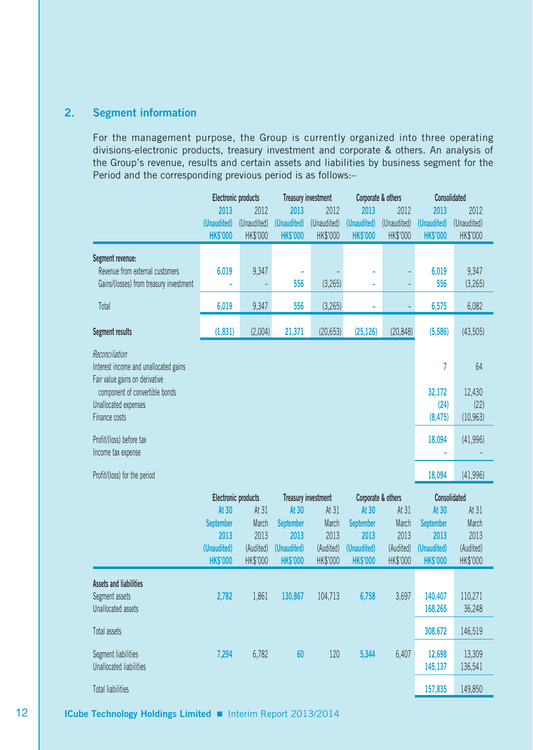## 2. Segment information

For the management purpose, the Group is currently organized into three operating divisions-electronic products, treasury investment and corporate & others. An analysis of the Group's revenue, results and certain assets and liabilities by business segment for the Period and the corresponding previous period is as follows:–

| | Electronic products | | Treasury investment | | Corporate & others | | Consolidated | |
|---|---|---|---|---|---|---|---|---|
| | 2013 | 2012 | 2013 | 2012 | 2013 | 2012 | 2013 | 2012 |
| | (Unaudited) | (Unaudited) | (Unaudited) | (Unaudited) | (Unaudited) | (Unaudited) | (Unaudited) | (Unaudited) |
| | HK$'000 | HK$'000 | HK$'000 | HK$'000 | HK$'000 | HK$'000 | HK$'000 | HK$'000 |
| **Segment revenue:** | | | | | | | | |
| Revenue from external customers | 6,019 | 9,347 | – | – | – | – | 6,019 | 9,347 |
| Gains/(losses) from treasury investment | – | – | 556 | (3,265) | – | – | 556 | (3,265) |
| Total | 6,019 | 9,347 | 556 | (3,265) | – | – | 6,575 | 6,082 |
| **Segment results** | (1,831) | (2,004) | 21,371 | (20,653) | (25,126) | (20,848) | (5,586) | (43,505) |
| *Reconciliation* | | | | | | | | |
| Interest income and unallocated gains | | | | | | | 7 | 64 |
| Fair value gains on derivative component of convertible bonds | | | | | | | 32,172 | 12,430 |
| Unallocated expenses | | | | | | | (24) | (22) |
| Finance costs | | | | | | | (8,475) | (10,963) |
| Profit/(loss) before tax | | | | | | | 18,094 | (41,996) |
| Income tax expense | | | | | | | – | – |
| Profit/(loss) for the period | | | | | | | 18,094 | (41,996) |

| | Electronic products | | Treasury investment | | Corporate & others | | Consolidated | |
|---|---|---|---|---|---|---|---|---|
| | At 30 September 2013 | At 31 March 2013 | At 30 September 2013 | At 31 March 2013 | At 30 September 2013 | At 31 March 2013 | At 30 September 2013 | At 31 March 2013 |
| | (Unaudited) | (Audited) | (Unaudited) | (Audited) | (Unaudited) | (Audited) | (Unaudited) | (Audited) |
| | HK$'000 | HK$'000 | HK$'000 | HK$'000 | HK$'000 | HK$'000 | HK$'000 | HK$'000 |
| **Assets and liabilities** | | | | | | | | |
| Segment assets | 2,782 | 1,861 | 130,867 | 104,713 | 6,758 | 3,697 | 140,407 | 110,271 |
| Unallocated assets | | | | | | | 168,265 | 36,248 |
| Total assets | | | | | | | 308,672 | 146,519 |
| Segment liabilities | 7,294 | 6,782 | 60 | 120 | 5,344 | 6,407 | 12,698 | 13,309 |
| Unallocated liabilities | | | | | | | 145,137 | 136,541 |
| Total liabilities | | | | | | | 157,835 | 149,850 |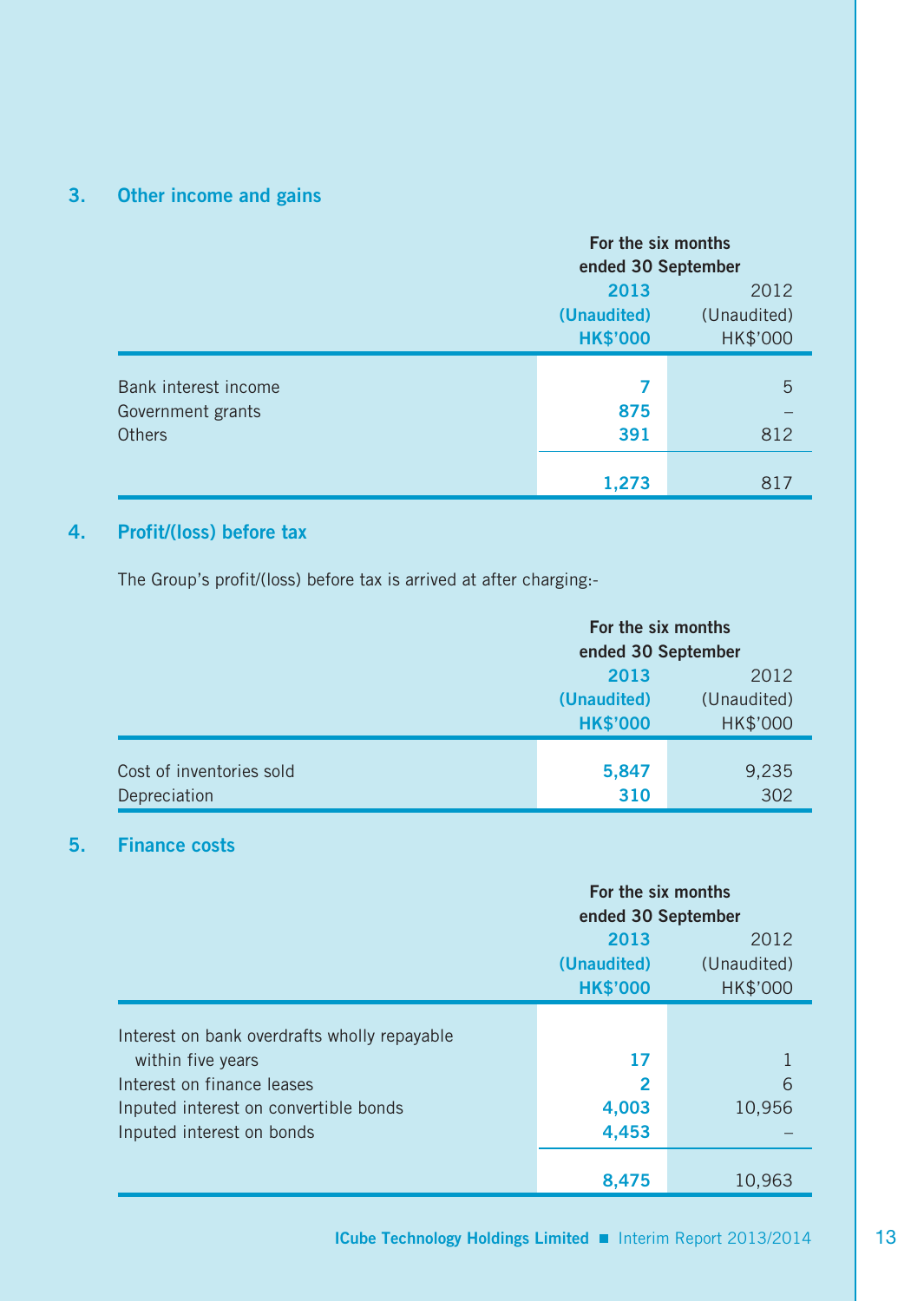## 3. Other income and gains

| | For the six months ended 30 September | |
|---|---|---|
| | **2013** | 2012 |
| | **(Unaudited)** | (Unaudited) |
| | **HK$'000** | HK$'000 |
| Bank interest income | **7** | 5 |
| Government grants | **875** | – |
| Others | **391** | 812 |
| | **1,273** | 817 |

## 4. Profit/(loss) before tax

The Group's profit/(loss) before tax is arrived at after charging:-

| | For the six months ended 30 September | |
|---|---|---|
| | **2013** | 2012 |
| | **(Unaudited)** | (Unaudited) |
| | **HK$'000** | HK$'000 |
| Cost of inventories sold | **5,847** | 9,235 |
| Depreciation | **310** | 302 |

## 5. Finance costs

| | For the six months ended 30 September | |
|---|---|---|
| | **2013** | 2012 |
| | **(Unaudited)** | (Unaudited) |
| | **HK$'000** | HK$'000 |
| Interest on bank overdrafts wholly repayable within five years | **17** | 1 |
| Interest on finance leases | **2** | 6 |
| Inputed interest on convertible bonds | **4,003** | 10,956 |
| Inputed interest on bonds | **4,453** | – |
| | **8,475** | 10,963 |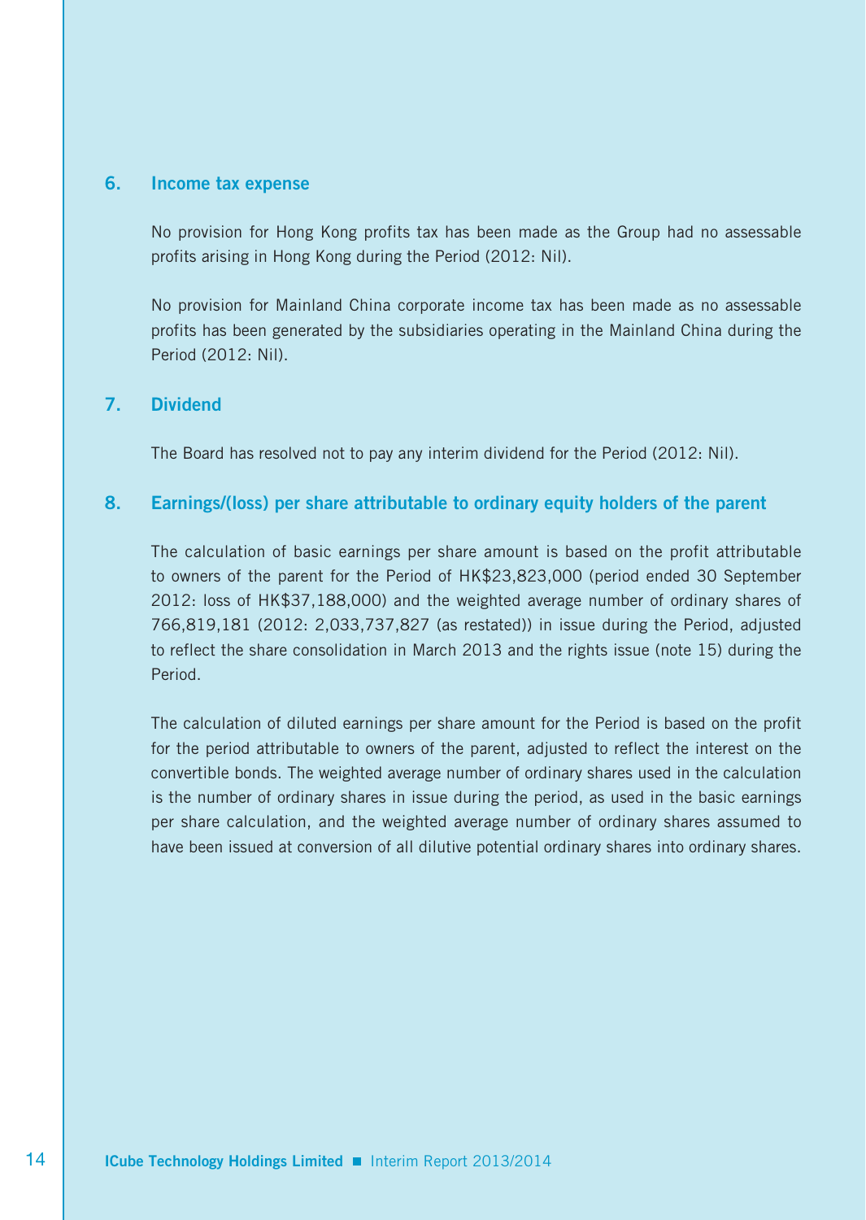## 6. Income tax expense

No provision for Hong Kong profits tax has been made as the Group had no assessable profits arising in Hong Kong during the Period (2012: Nil).

No provision for Mainland China corporate income tax has been made as no assessable profits has been generated by the subsidiaries operating in the Mainland China during the Period (2012: Nil).

## 7. Dividend

The Board has resolved not to pay any interim dividend for the Period (2012: Nil).

## 8. Earnings/(loss) per share attributable to ordinary equity holders of the parent

The calculation of basic earnings per share amount is based on the profit attributable to owners of the parent for the Period of HK$23,823,000 (period ended 30 September 2012: loss of HK$37,188,000) and the weighted average number of ordinary shares of 766,819,181 (2012: 2,033,737,827 (as restated)) in issue during the Period, adjusted to reflect the share consolidation in March 2013 and the rights issue (note 15) during the Period.

The calculation of diluted earnings per share amount for the Period is based on the profit for the period attributable to owners of the parent, adjusted to reflect the interest on the convertible bonds. The weighted average number of ordinary shares used in the calculation is the number of ordinary shares in issue during the period, as used in the basic earnings per share calculation, and the weighted average number of ordinary shares assumed to have been issued at conversion of all dilutive potential ordinary shares into ordinary shares.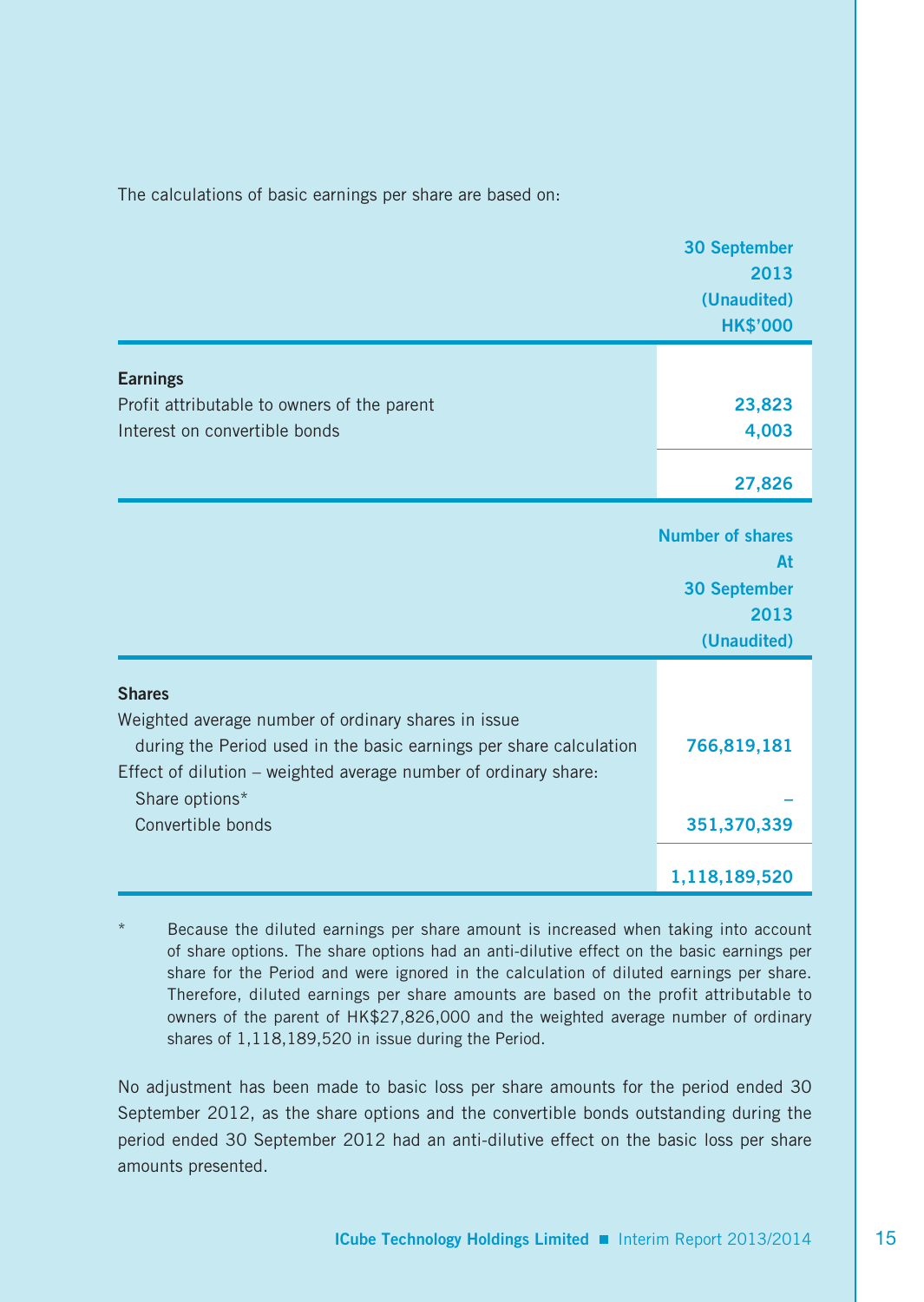The calculations of basic earnings per share are based on:

| | 30 September 2013 (Unaudited) HK$'000 |
|---|---|
| **Earnings** | |
| Profit attributable to owners of the parent | 23,823 |
| Interest on convertible bonds | 4,003 |
| | 27,826 |

| | Number of shares At 30 September 2013 (Unaudited) |
|---|---|
| **Shares** | |
| Weighted average number of ordinary shares in issue during the Period used in the basic earnings per share calculation | 766,819,181 |
| Effect of dilution – weighted average number of ordinary share: | |
| Share options* | – |
| Convertible bonds | 351,370,339 |
| | 1,118,189,520 |

\* Because the diluted earnings per share amount is increased when taking into account of share options. The share options had an anti-dilutive effect on the basic earnings per share for the Period and were ignored in the calculation of diluted earnings per share. Therefore, diluted earnings per share amounts are based on the profit attributable to owners of the parent of HK$27,826,000 and the weighted average number of ordinary shares of 1,118,189,520 in issue during the Period.

No adjustment has been made to basic loss per share amounts for the period ended 30 September 2012, as the share options and the convertible bonds outstanding during the period ended 30 September 2012 had an anti-dilutive effect on the basic loss per share amounts presented.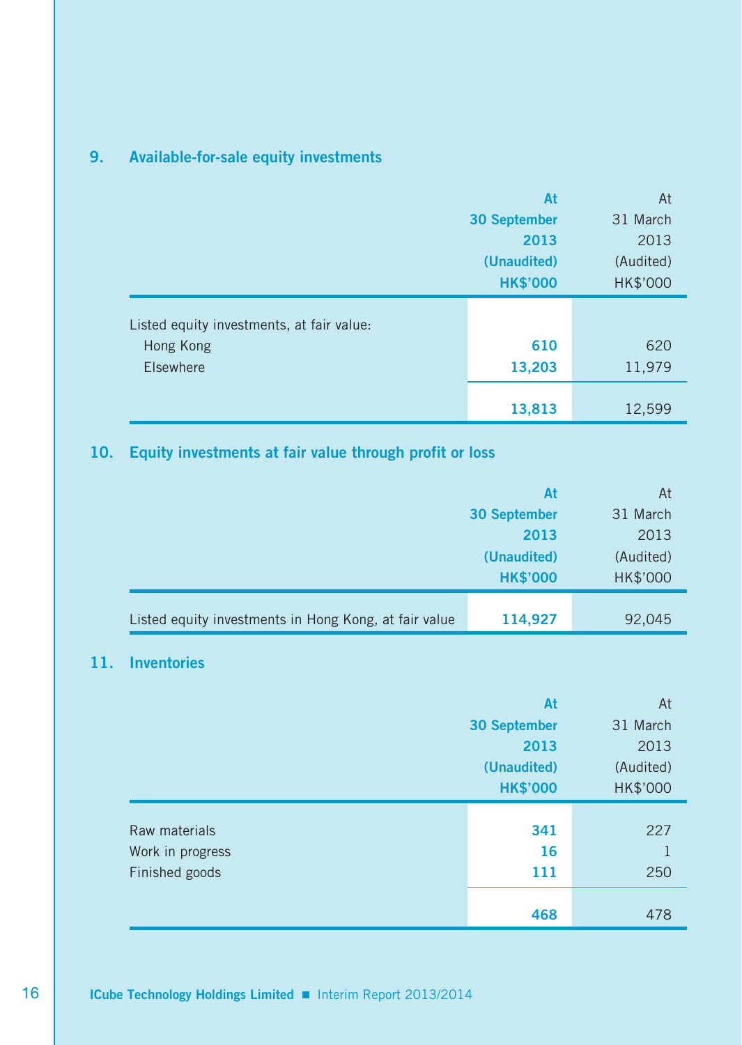## 9. Available-for-sale equity investments

| | At 30 September 2013 (Unaudited) HK$'000 | At 31 March 2013 (Audited) HK$'000 |
|---|---|---|
| Listed equity investments, at fair value: | | |
| Hong Kong | 610 | 620 |
| Elsewhere | 13,203 | 11,979 |
| | 13,813 | 12,599 |

## 10. Equity investments at fair value through profit or loss

| | At 30 September 2013 (Unaudited) HK$'000 | At 31 March 2013 (Audited) HK$'000 |
|---|---|---|
| Listed equity investments in Hong Kong, at fair value | 114,927 | 92,045 |

## 11. Inventories

| | At 30 September 2013 (Unaudited) HK$'000 | At 31 March 2013 (Audited) HK$'000 |
|---|---|---|
| Raw materials | 341 | 227 |
| Work in progress | 16 | 1 |
| Finished goods | 111 | 250 |
| | 468 | 478 |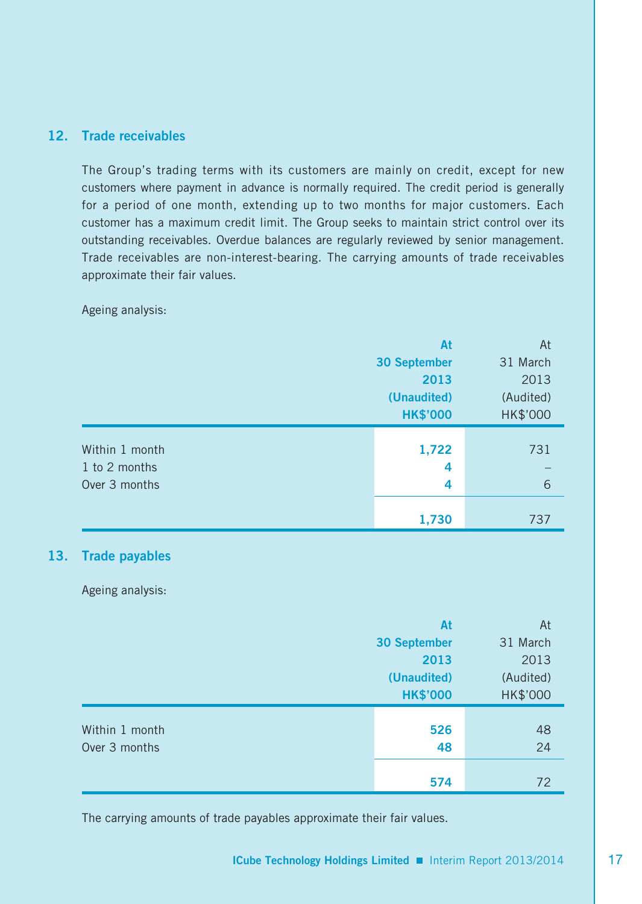## 12. Trade receivables

The Group's trading terms with its customers are mainly on credit, except for new customers where payment in advance is normally required. The credit period is generally for a period of one month, extending up to two months for major customers. Each customer has a maximum credit limit. The Group seeks to maintain strict control over its outstanding receivables. Overdue balances are regularly reviewed by senior management. Trade receivables are non-interest-bearing. The carrying amounts of trade receivables approximate their fair values.

Ageing analysis:

| | At 30 September 2013 (Unaudited) HK$'000 | At 31 March 2013 (Audited) HK$'000 |
|---|---|---|
| Within 1 month | 1,722 | 731 |
| 1 to 2 months | 4 | – |
| Over 3 months | 4 | 6 |
| | 1,730 | 737 |

## 13. Trade payables

Ageing analysis:

| | At 30 September 2013 (Unaudited) HK$'000 | At 31 March 2013 (Audited) HK$'000 |
|---|---|---|
| Within 1 month | 526 | 48 |
| Over 3 months | 48 | 24 |
| | 574 | 72 |

The carrying amounts of trade payables approximate their fair values.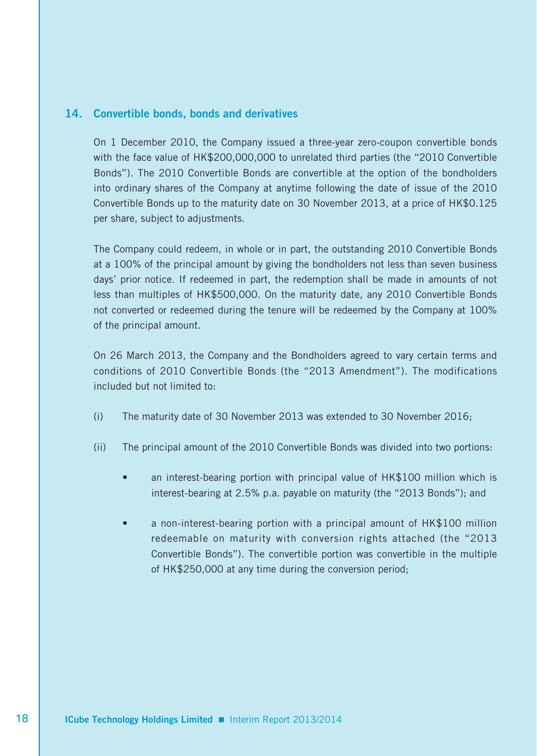## 14. Convertible bonds, bonds and derivatives

On 1 December 2010, the Company issued a three-year zero-coupon convertible bonds with the face value of HK$200,000,000 to unrelated third parties (the "2010 Convertible Bonds"). The 2010 Convertible Bonds are convertible at the option of the bondholders into ordinary shares of the Company at anytime following the date of issue of the 2010 Convertible Bonds up to the maturity date on 30 November 2013, at a price of HK$0.125 per share, subject to adjustments.

The Company could redeem, in whole or in part, the outstanding 2010 Convertible Bonds at a 100% of the principal amount by giving the bondholders not less than seven business days' prior notice. If redeemed in part, the redemption shall be made in amounts of not less than multiples of HK$500,000. On the maturity date, any 2010 Convertible Bonds not converted or redeemed during the tenure will be redeemed by the Company at 100% of the principal amount.

On 26 March 2013, the Company and the Bondholders agreed to vary certain terms and conditions of 2010 Convertible Bonds (the "2013 Amendment"). The modifications included but not limited to:

(i) The maturity date of 30 November 2013 was extended to 30 November 2016;

(ii) The principal amount of the 2010 Convertible Bonds was divided into two portions:

- an interest-bearing portion with principal value of HK$100 million which is interest-bearing at 2.5% p.a. payable on maturity (the "2013 Bonds"); and

- a non-interest-bearing portion with a principal amount of HK$100 million redeemable on maturity with conversion rights attached (the "2013 Convertible Bonds"). The convertible portion was convertible in the multiple of HK$250,000 at any time during the conversion period;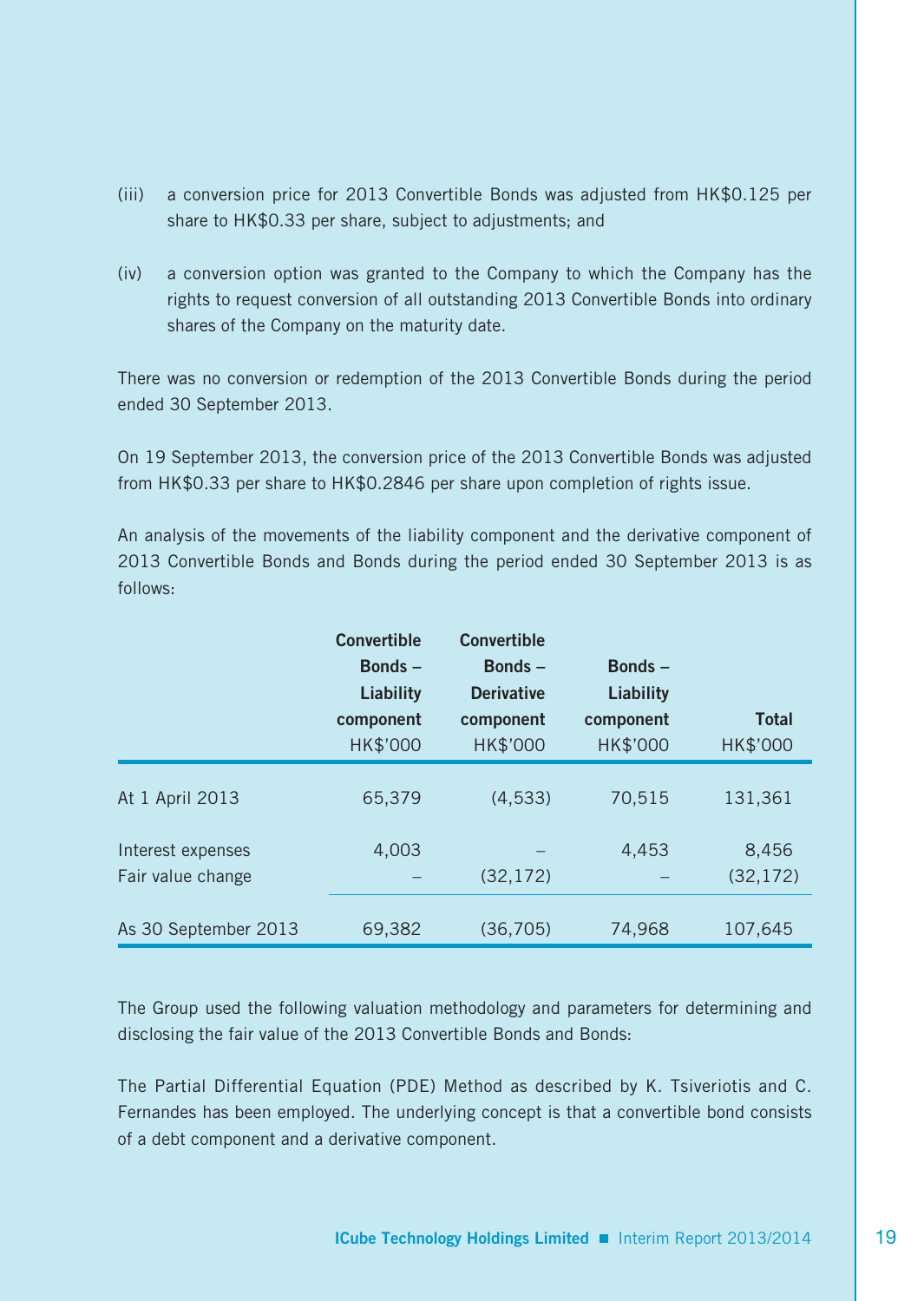(iii) a conversion price for 2013 Convertible Bonds was adjusted from HK$0.125 per share to HK$0.33 per share, subject to adjustments; and

(iv) a conversion option was granted to the Company to which the Company has the rights to request conversion of all outstanding 2013 Convertible Bonds into ordinary shares of the Company on the maturity date.

There was no conversion or redemption of the 2013 Convertible Bonds during the period ended 30 September 2013.

On 19 September 2013, the conversion price of the 2013 Convertible Bonds was adjusted from HK$0.33 per share to HK$0.2846 per share upon completion of rights issue.

An analysis of the movements of the liability component and the derivative component of 2013 Convertible Bonds and Bonds during the period ended 30 September 2013 is as follows:

| | **Convertible Bonds – Liability component** | **Convertible Bonds – Derivative component** | **Bonds – Liability component** | **Total** |
|---|---|---|---|---|
| | HK$'000 | HK$'000 | HK$'000 | HK$'000 |
| At 1 April 2013 | 65,379 | (4,533) | 70,515 | 131,361 |
| Interest expenses | 4,003 | – | 4,453 | 8,456 |
| Fair value change | – | (32,172) | – | (32,172) |
| As 30 September 2013 | 69,382 | (36,705) | 74,968 | 107,645 |

The Group used the following valuation methodology and parameters for determining and disclosing the fair value of the 2013 Convertible Bonds and Bonds:

The Partial Differential Equation (PDE) Method as described by K. Tsiveriotis and C. Fernandes has been employed. The underlying concept is that a convertible bond consists of a debt component and a derivative component.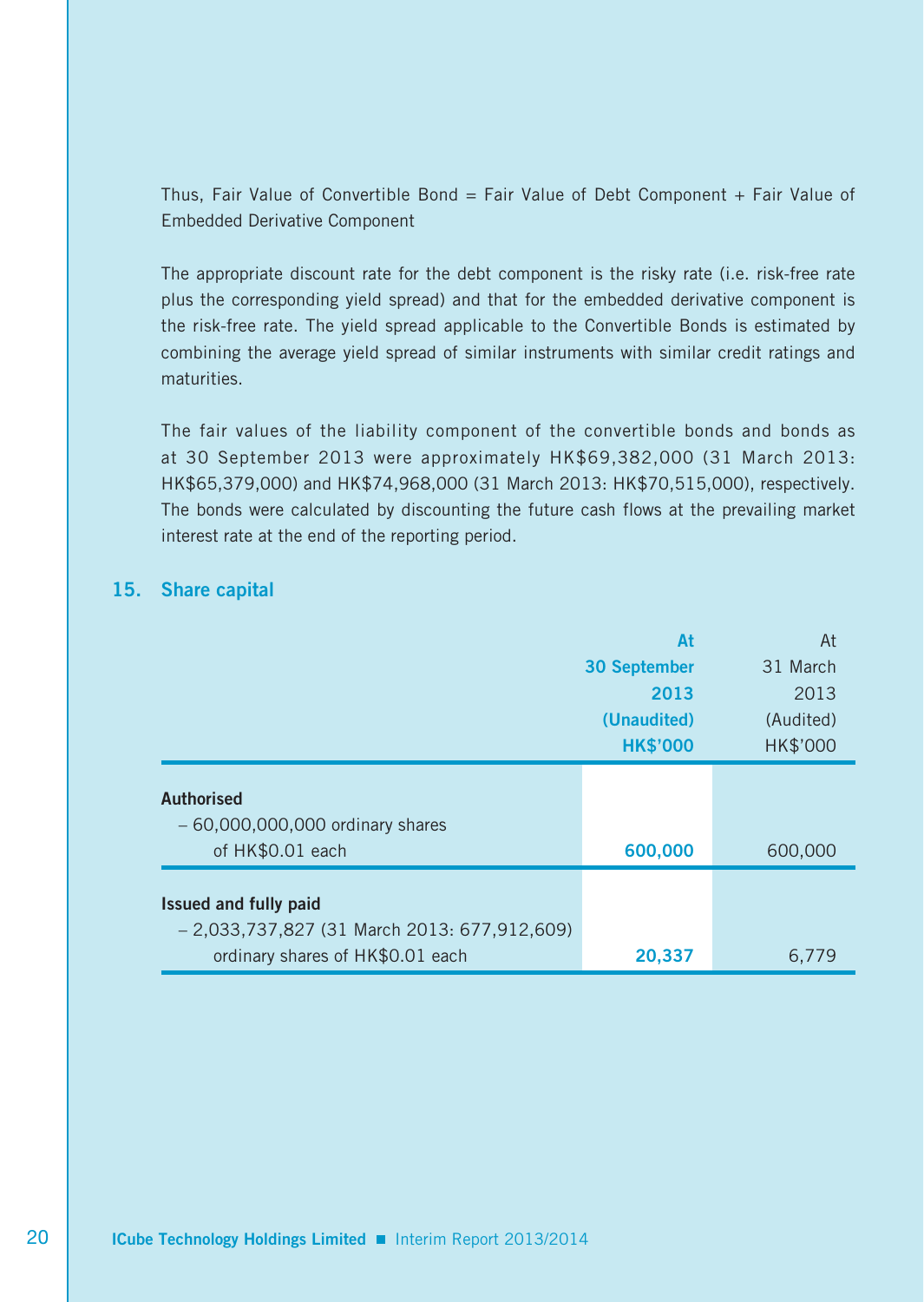Thus, Fair Value of Convertible Bond = Fair Value of Debt Component + Fair Value of Embedded Derivative Component

The appropriate discount rate for the debt component is the risky rate (i.e. risk-free rate plus the corresponding yield spread) and that for the embedded derivative component is the risk-free rate. The yield spread applicable to the Convertible Bonds is estimated by combining the average yield spread of similar instruments with similar credit ratings and maturities.

The fair values of the liability component of the convertible bonds and bonds as at 30 September 2013 were approximately HK$69,382,000 (31 March 2013: HK$65,379,000) and HK$74,968,000 (31 March 2013: HK$70,515,000), respectively. The bonds were calculated by discounting the future cash flows at the prevailing market interest rate at the end of the reporting period.

## 15. Share capital

| | At 30 September 2013 (Unaudited) HK$'000 | At 31 March 2013 (Audited) HK$'000 |
|---|---|---|
| **Authorised** | | |
| – 60,000,000,000 ordinary shares of HK$0.01 each | **600,000** | 600,000 |
| **Issued and fully paid** | | |
| – 2,033,737,827 (31 March 2013: 677,912,609) ordinary shares of HK$0.01 each | **20,337** | 6,779 |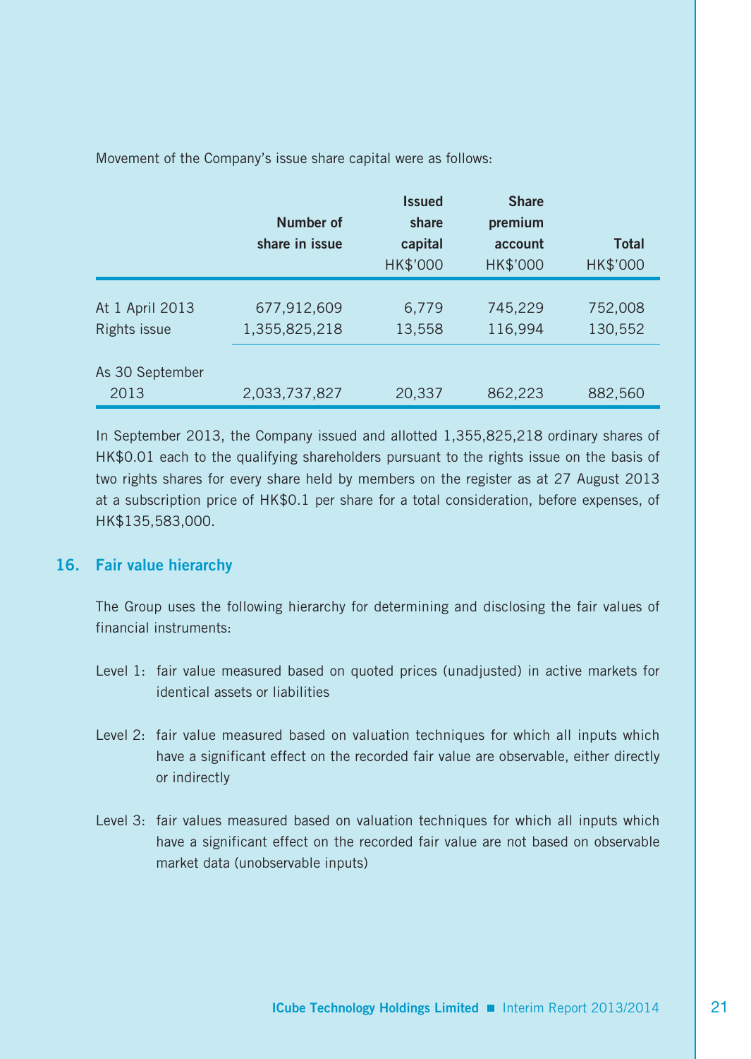Movement of the Company's issue share capital were as follows:

| | Number of share in issue | Issued share capital HK$'000 | Share premium account HK$'000 | Total HK$'000 |
|---|---|---|---|---|
| At 1 April 2013 | 677,912,609 | 6,779 | 745,229 | 752,008 |
| Rights issue | 1,355,825,218 | 13,558 | 116,994 | 130,552 |
| As 30 September 2013 | 2,033,737,827 | 20,337 | 862,223 | 882,560 |

In September 2013, the Company issued and allotted 1,355,825,218 ordinary shares of HK$0.01 each to the qualifying shareholders pursuant to the rights issue on the basis of two rights shares for every share held by members on the register as at 27 August 2013 at a subscription price of HK$0.1 per share for a total consideration, before expenses, of HK$135,583,000.

## 16. Fair value hierarchy

The Group uses the following hierarchy for determining and disclosing the fair values of financial instruments:

Level 1: fair value measured based on quoted prices (unadjusted) in active markets for identical assets or liabilities

Level 2: fair value measured based on valuation techniques for which all inputs which have a significant effect on the recorded fair value are observable, either directly or indirectly

Level 3: fair values measured based on valuation techniques for which all inputs which have a significant effect on the recorded fair value are not based on observable market data (unobservable inputs)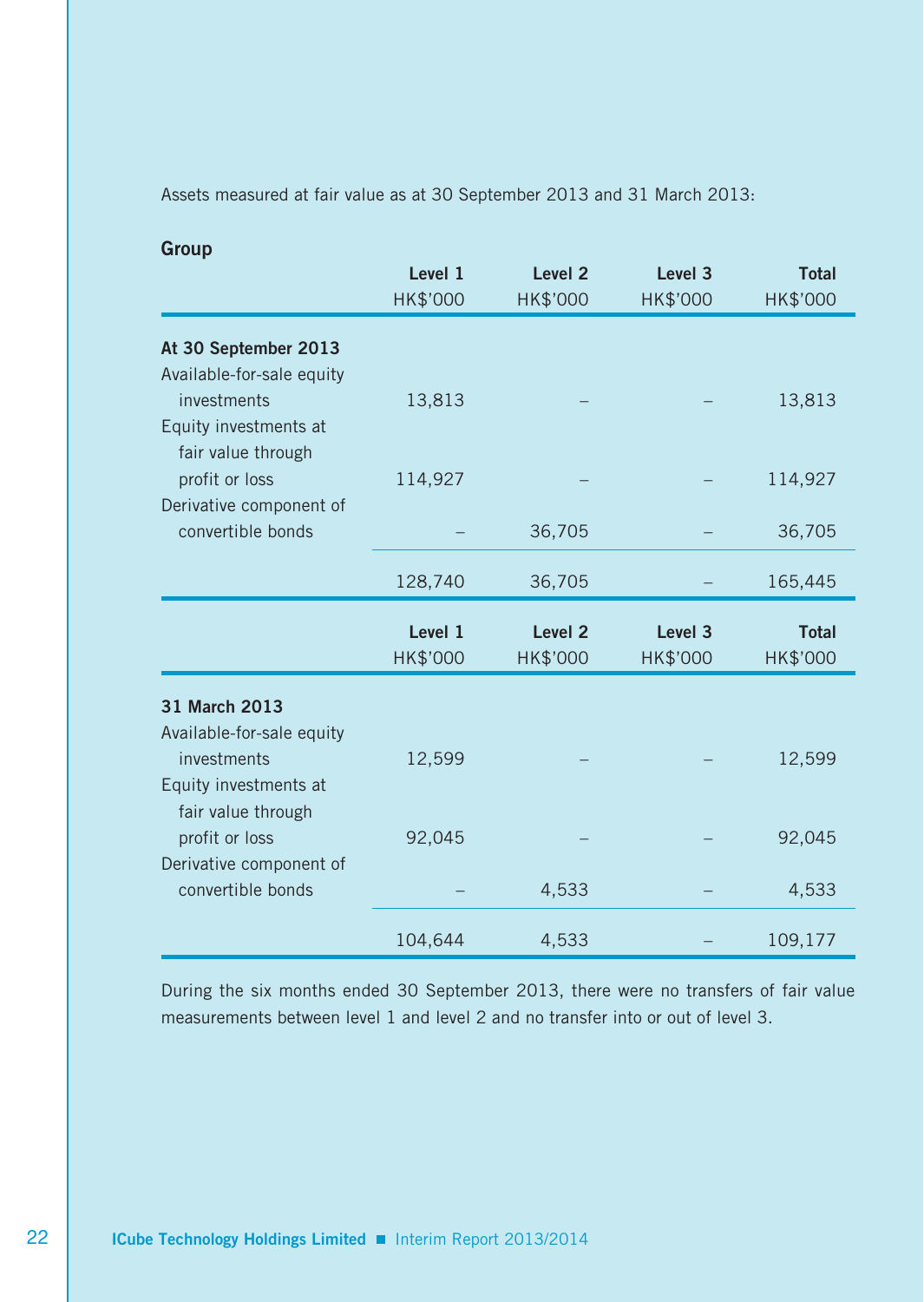Assets measured at fair value as at 30 September 2013 and 31 March 2013:

**Group**

| | Level 1 | Level 2 | Level 3 | Total |
|---|---|---|---|---|
| | HK$'000 | HK$'000 | HK$'000 | HK$'000 |
| **At 30 September 2013** | | | | |
| Available-for-sale equity investments | 13,813 | – | – | 13,813 |
| Equity investments at fair value through profit or loss | 114,927 | – | – | 114,927 |
| Derivative component of convertible bonds | – | 36,705 | – | 36,705 |
| | 128,740 | 36,705 | – | 165,445 |

| | Level 1 | Level 2 | Level 3 | Total |
|---|---|---|---|---|
| | HK$'000 | HK$'000 | HK$'000 | HK$'000 |
| **31 March 2013** | | | | |
| Available-for-sale equity investments | 12,599 | – | – | 12,599 |
| Equity investments at fair value through profit or loss | 92,045 | – | – | 92,045 |
| Derivative component of convertible bonds | – | 4,533 | – | 4,533 |
| | 104,644 | 4,533 | – | 109,177 |

During the six months ended 30 September 2013, there were no transfers of fair value measurements between level 1 and level 2 and no transfer into or out of level 3.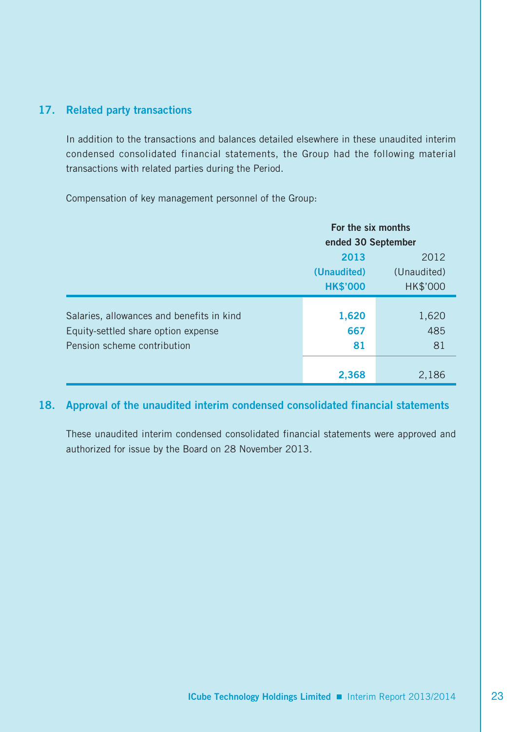## 17. Related party transactions

In addition to the transactions and balances detailed elsewhere in these unaudited interim condensed consolidated financial statements, the Group had the following material transactions with related parties during the Period.

Compensation of key management personnel of the Group:

| | For the six months ended 30 September | |
|---|---|---|
| | **2013** | 2012 |
| | **(Unaudited)** | (Unaudited) |
| | **HK$'000** | HK$'000 |
| Salaries, allowances and benefits in kind | **1,620** | 1,620 |
| Equity-settled share option expense | **667** | 485 |
| Pension scheme contribution | **81** | 81 |
| | **2,368** | 2,186 |

## 18. Approval of the unaudited interim condensed consolidated financial statements

These unaudited interim condensed consolidated financial statements were approved and authorized for issue by the Board on 28 November 2013.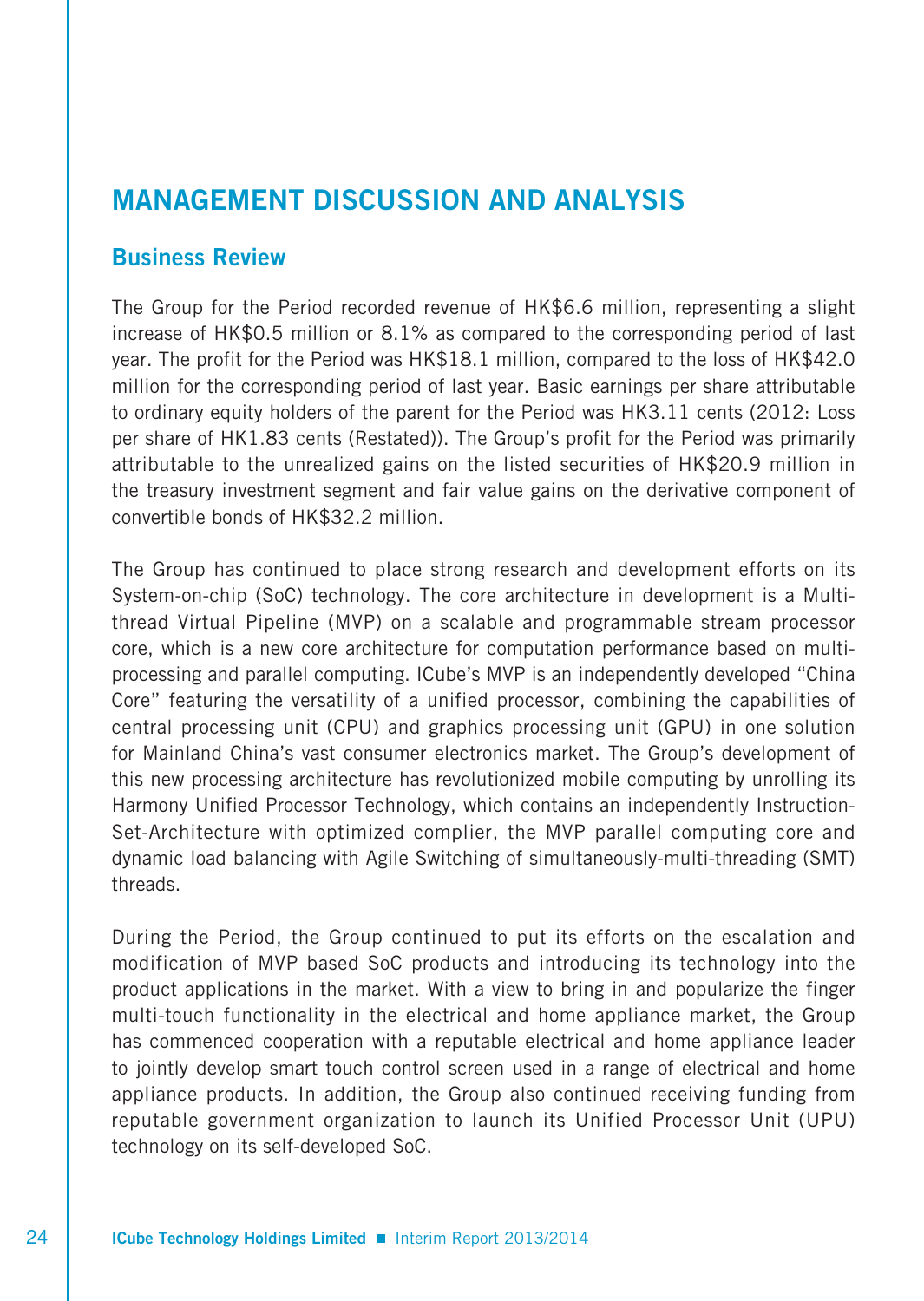# MANAGEMENT DISCUSSION AND ANALYSIS

## Business Review

The Group for the Period recorded revenue of HK$6.6 million, representing a slight increase of HK$0.5 million or 8.1% as compared to the corresponding period of last year. The profit for the Period was HK$18.1 million, compared to the loss of HK$42.0 million for the corresponding period of last year. Basic earnings per share attributable to ordinary equity holders of the parent for the Period was HK3.11 cents (2012: Loss per share of HK1.83 cents (Restated)). The Group's profit for the Period was primarily attributable to the unrealized gains on the listed securities of HK$20.9 million in the treasury investment segment and fair value gains on the derivative component of convertible bonds of HK$32.2 million.

The Group has continued to place strong research and development efforts on its System-on-chip (SoC) technology. The core architecture in development is a Multi-thread Virtual Pipeline (MVP) on a scalable and programmable stream processor core, which is a new core architecture for computation performance based on multi-processing and parallel computing. ICube's MVP is an independently developed "China Core" featuring the versatility of a unified processor, combining the capabilities of central processing unit (CPU) and graphics processing unit (GPU) in one solution for Mainland China's vast consumer electronics market. The Group's development of this new processing architecture has revolutionized mobile computing by unrolling its Harmony Unified Processor Technology, which contains an independently Instruction-Set-Architecture with optimized complier, the MVP parallel computing core and dynamic load balancing with Agile Switching of simultaneously-multi-threading (SMT) threads.

During the Period, the Group continued to put its efforts on the escalation and modification of MVP based SoC products and introducing its technology into the product applications in the market. With a view to bring in and popularize the finger multi-touch functionality in the electrical and home appliance market, the Group has commenced cooperation with a reputable electrical and home appliance leader to jointly develop smart touch control screen used in a range of electrical and home appliance products. In addition, the Group also continued receiving funding from reputable government organization to launch its Unified Processor Unit (UPU) technology on its self-developed SoC.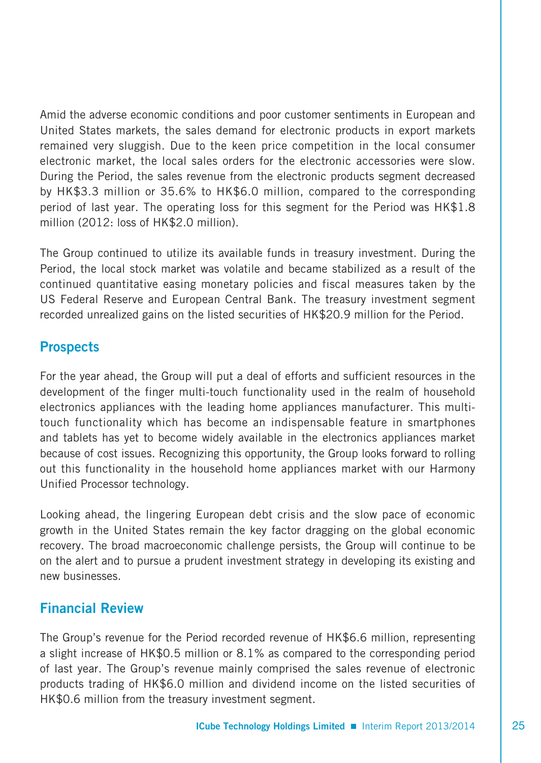Amid the adverse economic conditions and poor customer sentiments in European and United States markets, the sales demand for electronic products in export markets remained very sluggish. Due to the keen price competition in the local consumer electronic market, the local sales orders for the electronic accessories were slow. During the Period, the sales revenue from the electronic products segment decreased by HK$3.3 million or 35.6% to HK$6.0 million, compared to the corresponding period of last year. The operating loss for this segment for the Period was HK$1.8 million (2012: loss of HK$2.0 million).

The Group continued to utilize its available funds in treasury investment. During the Period, the local stock market was volatile and became stabilized as a result of the continued quantitative easing monetary policies and fiscal measures taken by the US Federal Reserve and European Central Bank. The treasury investment segment recorded unrealized gains on the listed securities of HK$20.9 million for the Period.

## Prospects

For the year ahead, the Group will put a deal of efforts and sufficient resources in the development of the finger multi-touch functionality used in the realm of household electronics appliances with the leading home appliances manufacturer. This multi-touch functionality which has become an indispensable feature in smartphones and tablets has yet to become widely available in the electronics appliances market because of cost issues. Recognizing this opportunity, the Group looks forward to rolling out this functionality in the household home appliances market with our Harmony Unified Processor technology.

Looking ahead, the lingering European debt crisis and the slow pace of economic growth in the United States remain the key factor dragging on the global economic recovery. The broad macroeconomic challenge persists, the Group will continue to be on the alert and to pursue a prudent investment strategy in developing its existing and new businesses.

## Financial Review

The Group's revenue for the Period recorded revenue of HK$6.6 million, representing a slight increase of HK$0.5 million or 8.1% as compared to the corresponding period of last year. The Group's revenue mainly comprised the sales revenue of electronic products trading of HK$6.0 million and dividend income on the listed securities of HK$0.6 million from the treasury investment segment.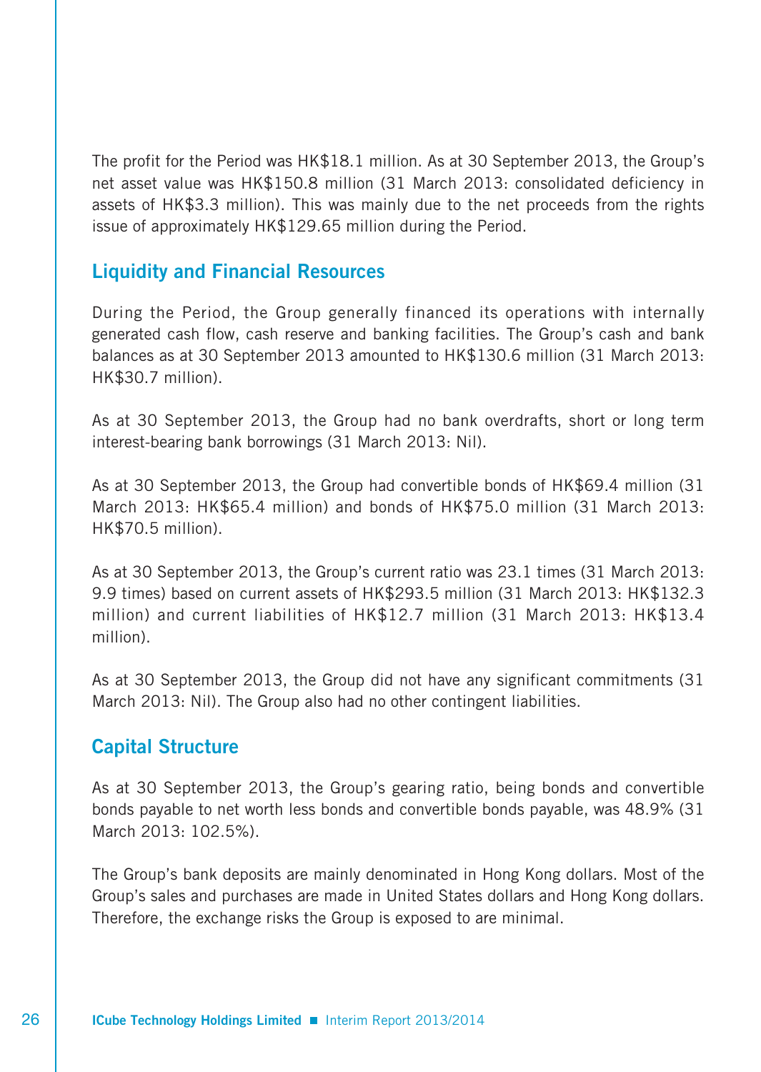The profit for the Period was HK$18.1 million. As at 30 September 2013, the Group's net asset value was HK$150.8 million (31 March 2013: consolidated deficiency in assets of HK$3.3 million). This was mainly due to the net proceeds from the rights issue of approximately HK$129.65 million during the Period.

## Liquidity and Financial Resources

During the Period, the Group generally financed its operations with internally generated cash flow, cash reserve and banking facilities. The Group's cash and bank balances as at 30 September 2013 amounted to HK$130.6 million (31 March 2013: HK$30.7 million).

As at 30 September 2013, the Group had no bank overdrafts, short or long term interest-bearing bank borrowings (31 March 2013: Nil).

As at 30 September 2013, the Group had convertible bonds of HK$69.4 million (31 March 2013: HK$65.4 million) and bonds of HK$75.0 million (31 March 2013: HK$70.5 million).

As at 30 September 2013, the Group's current ratio was 23.1 times (31 March 2013: 9.9 times) based on current assets of HK$293.5 million (31 March 2013: HK$132.3 million) and current liabilities of HK$12.7 million (31 March 2013: HK$13.4 million).

As at 30 September 2013, the Group did not have any significant commitments (31 March 2013: Nil). The Group also had no other contingent liabilities.

## Capital Structure

As at 30 September 2013, the Group's gearing ratio, being bonds and convertible bonds payable to net worth less bonds and convertible bonds payable, was 48.9% (31 March 2013: 102.5%).

The Group's bank deposits are mainly denominated in Hong Kong dollars. Most of the Group's sales and purchases are made in United States dollars and Hong Kong dollars. Therefore, the exchange risks the Group is exposed to are minimal.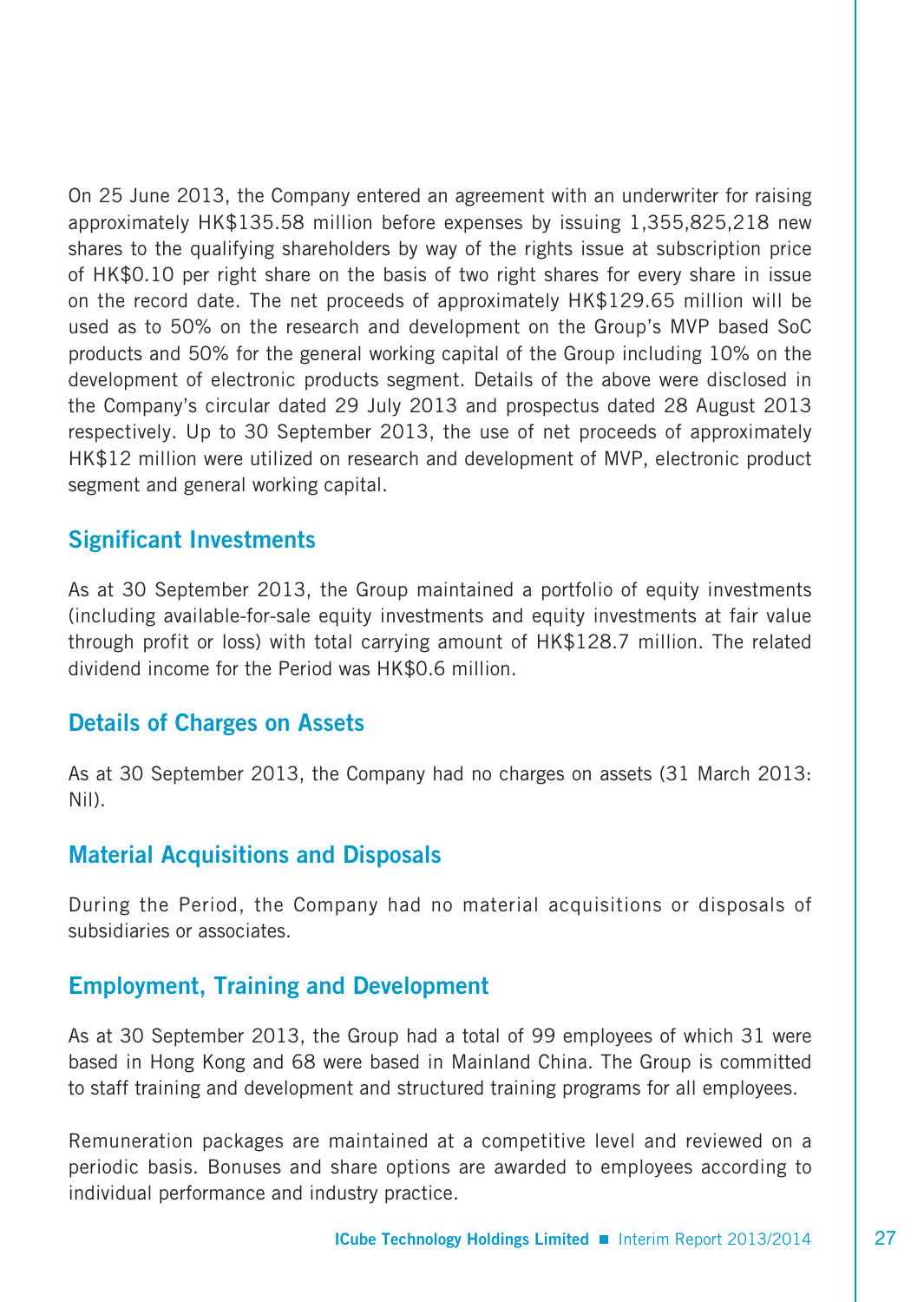On 25 June 2013, the Company entered an agreement with an underwriter for raising approximately HK$135.58 million before expenses by issuing 1,355,825,218 new shares to the qualifying shareholders by way of the rights issue at subscription price of HK$0.10 per right share on the basis of two right shares for every share in issue on the record date. The net proceeds of approximately HK$129.65 million will be used as to 50% on the research and development on the Group's MVP based SoC products and 50% for the general working capital of the Group including 10% on the development of electronic products segment. Details of the above were disclosed in the Company's circular dated 29 July 2013 and prospectus dated 28 August 2013 respectively. Up to 30 September 2013, the use of net proceeds of approximately HK$12 million were utilized on research and development of MVP, electronic product segment and general working capital.

## Significant Investments

As at 30 September 2013, the Group maintained a portfolio of equity investments (including available-for-sale equity investments and equity investments at fair value through profit or loss) with total carrying amount of HK$128.7 million. The related dividend income for the Period was HK$0.6 million.

## Details of Charges on Assets

As at 30 September 2013, the Company had no charges on assets (31 March 2013: Nil).

## Material Acquisitions and Disposals

During the Period, the Company had no material acquisitions or disposals of subsidiaries or associates.

## Employment, Training and Development

As at 30 September 2013, the Group had a total of 99 employees of which 31 were based in Hong Kong and 68 were based in Mainland China. The Group is committed to staff training and development and structured training programs for all employees.

Remuneration packages are maintained at a competitive level and reviewed on a periodic basis. Bonuses and share options are awarded to employees according to individual performance and industry practice.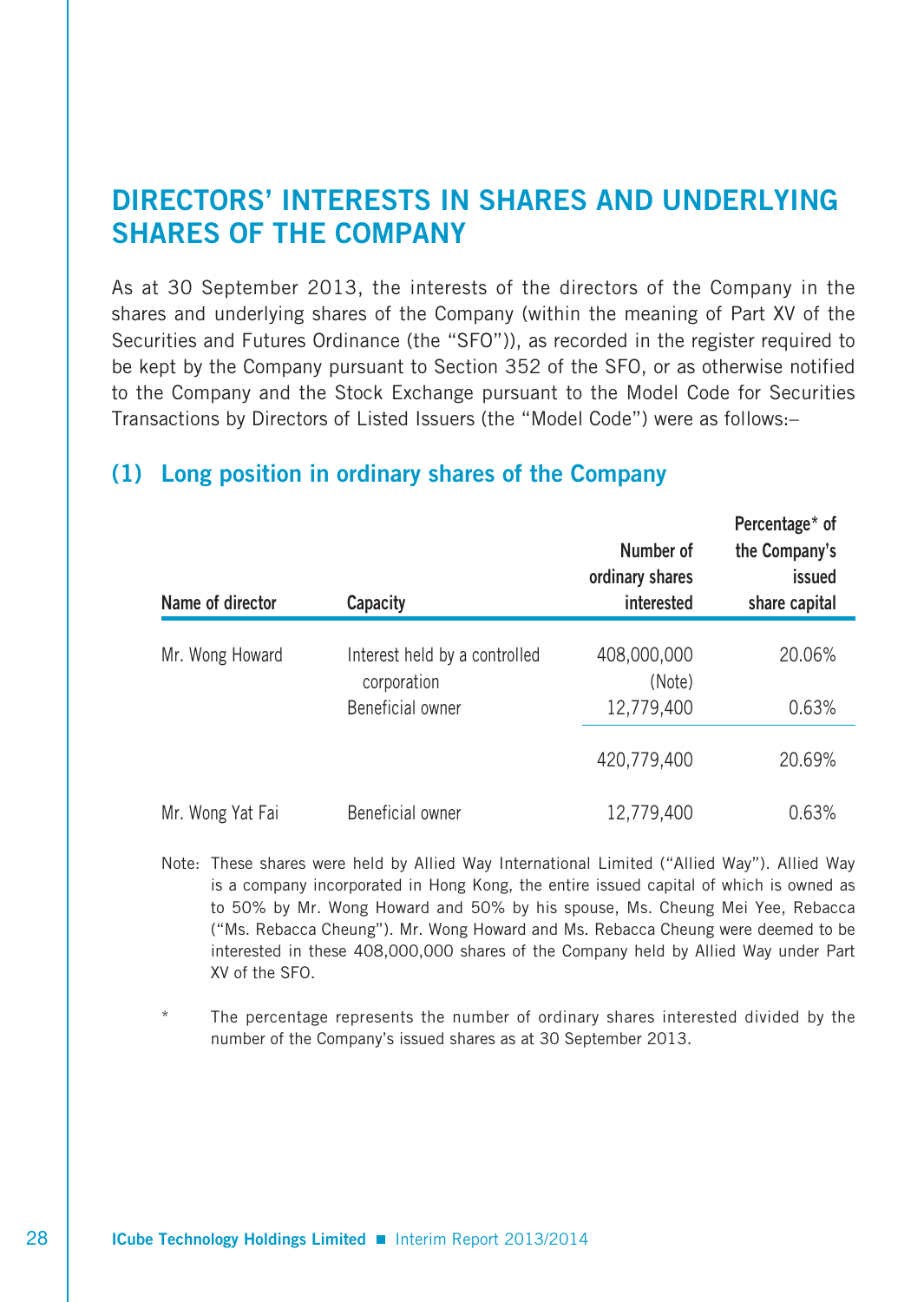## DIRECTORS' INTERESTS IN SHARES AND UNDERLYING SHARES OF THE COMPANY

As at 30 September 2013, the interests of the directors of the Company in the shares and underlying shares of the Company (within the meaning of Part XV of the Securities and Futures Ordinance (the "SFO")), as recorded in the register required to be kept by the Company pursuant to Section 352 of the SFO, or as otherwise notified to the Company and the Stock Exchange pursuant to the Model Code for Securities Transactions by Directors of Listed Issuers (the "Model Code") were as follows:–

### (1) Long position in ordinary shares of the Company

| Name of director | Capacity | Number of ordinary shares interested | Percentage* of the Company's issued share capital |
|---|---|---|---|
| Mr. Wong Howard | Interest held by a controlled corporation | 408,000,000 (Note) | 20.06% |
| | Beneficial owner | 12,779,400 | 0.63% |
| | | 420,779,400 | 20.69% |
| Mr. Wong Yat Fai | Beneficial owner | 12,779,400 | 0.63% |

Note: These shares were held by Allied Way International Limited ("Allied Way"). Allied Way is a company incorporated in Hong Kong, the entire issued capital of which is owned as to 50% by Mr. Wong Howard and 50% by his spouse, Ms. Cheung Mei Yee, Rebacca ("Ms. Rebacca Cheung"). Mr. Wong Howard and Ms. Rebacca Cheung were deemed to be interested in these 408,000,000 shares of the Company held by Allied Way under Part XV of the SFO.

\* The percentage represents the number of ordinary shares interested divided by the number of the Company's issued shares as at 30 September 2013.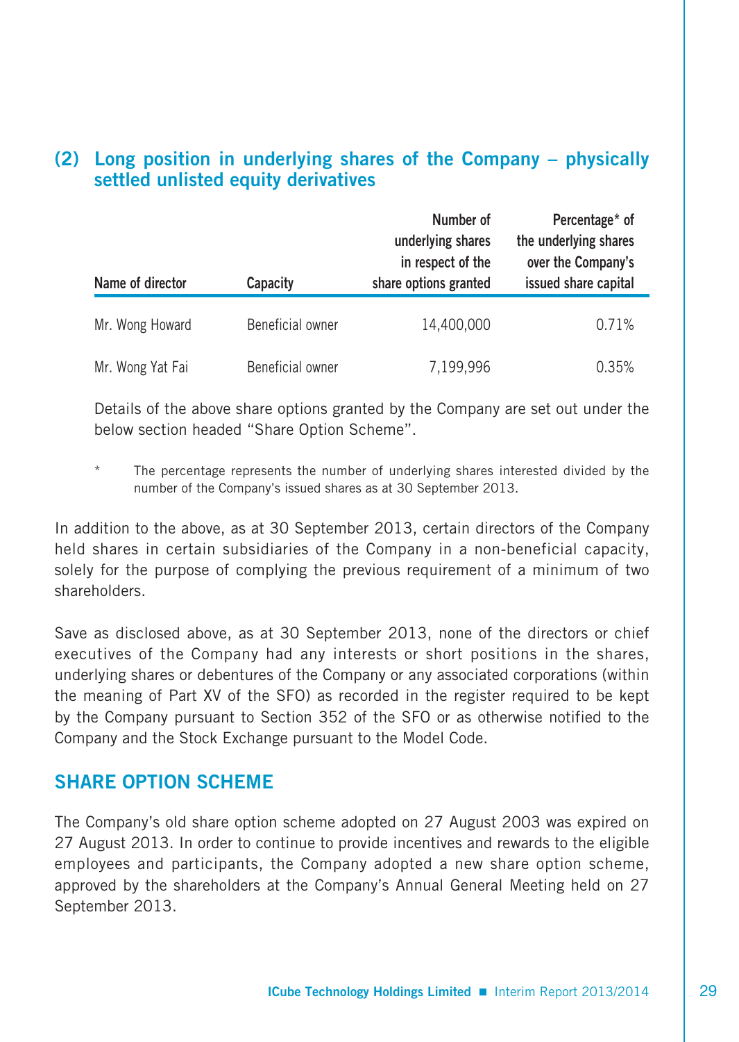## (2) Long position in underlying shares of the Company – physically settled unlisted equity derivatives

| Name of director | Capacity | Number of underlying shares in respect of the share options granted | Percentage* of the underlying shares over the Company's issued share capital |
|---|---|---|---|
| Mr. Wong Howard | Beneficial owner | 14,400,000 | 0.71% |
| Mr. Wong Yat Fai | Beneficial owner | 7,199,996 | 0.35% |

Details of the above share options granted by the Company are set out under the below section headed "Share Option Scheme".

\* The percentage represents the number of underlying shares interested divided by the number of the Company's issued shares as at 30 September 2013.

In addition to the above, as at 30 September 2013, certain directors of the Company held shares in certain subsidiaries of the Company in a non-beneficial capacity, solely for the purpose of complying the previous requirement of a minimum of two shareholders.

Save as disclosed above, as at 30 September 2013, none of the directors or chief executives of the Company had any interests or short positions in the shares, underlying shares or debentures of the Company or any associated corporations (within the meaning of Part XV of the SFO) as recorded in the register required to be kept by the Company pursuant to Section 352 of the SFO or as otherwise notified to the Company and the Stock Exchange pursuant to the Model Code.

## SHARE OPTION SCHEME

The Company's old share option scheme adopted on 27 August 2003 was expired on 27 August 2013. In order to continue to provide incentives and rewards to the eligible employees and participants, the Company adopted a new share option scheme, approved by the shareholders at the Company's Annual General Meeting held on 27 September 2013.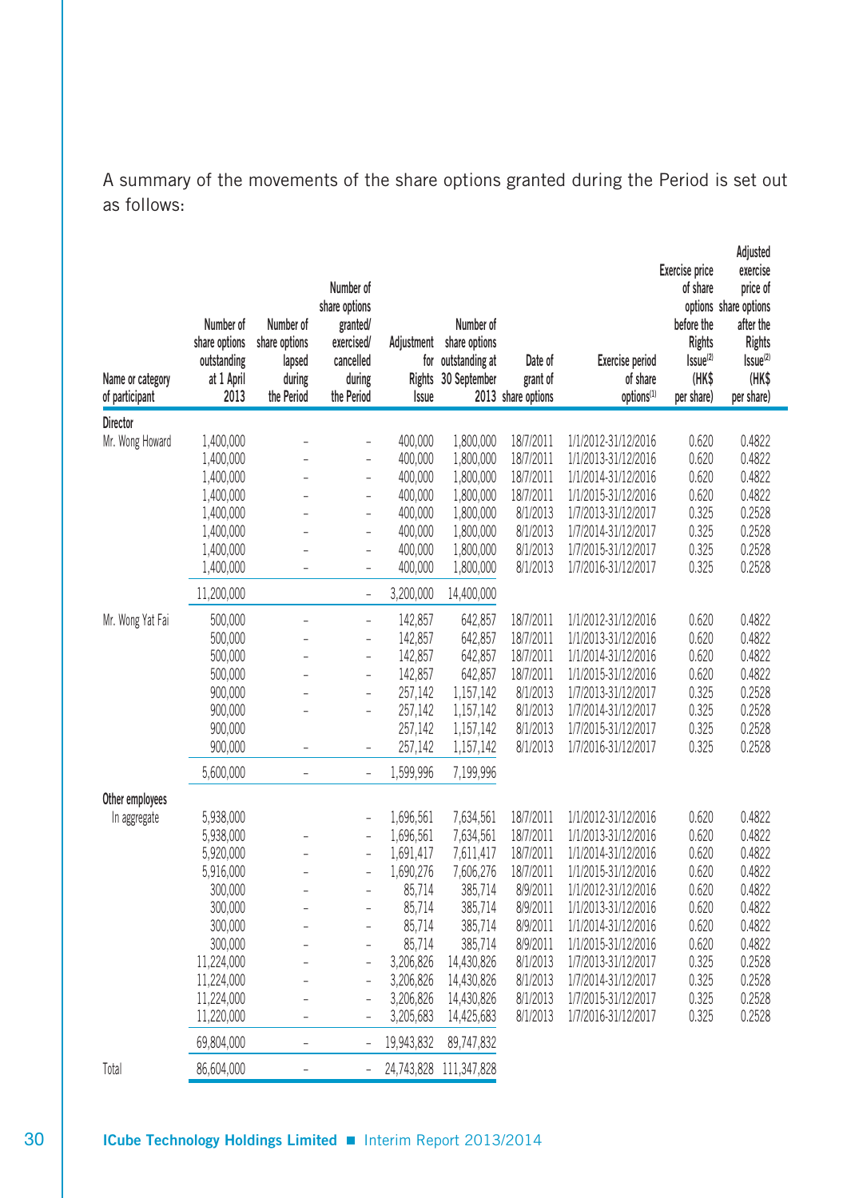A summary of the movements of the share options granted during the Period is set out as follows:

| Name or category of participant | Number of share options outstanding at 1 April 2013 | Number of share options lapsed during the Period | Number of share options granted/ exercised/ cancelled during the Period | Adjustment for Rights Issue | Number of share options outstanding at 30 September 2013 | Date of grant of share options | Exercise period of share options[(1)] | Exercise price of share options before the Rights Issue[(2)] (HK$ per share) | Adjusted exercise price of share options after the Rights Issue[(2)] (HK$ per share) |
|---|---|---|---|---|---|---|---|---|---|
| **Director** | | | | | | | | | |
| Mr. Wong Howard | 1,400,000 | – | – | 400,000 | 1,800,000 | 18/7/2011 | 1/1/2012-31/12/2016 | 0.620 | 0.4822 |
| | 1,400,000 | – | – | 400,000 | 1,800,000 | 18/7/2011 | 1/1/2013-31/12/2016 | 0.620 | 0.4822 |
| | 1,400,000 | – | – | 400,000 | 1,800,000 | 18/7/2011 | 1/1/2014-31/12/2016 | 0.620 | 0.4822 |
| | 1,400,000 | – | – | 400,000 | 1,800,000 | 18/7/2011 | 1/1/2015-31/12/2016 | 0.620 | 0.4822 |
| | 1,400,000 | – | – | 400,000 | 1,800,000 | 8/1/2013 | 1/7/2013-31/12/2017 | 0.325 | 0.2528 |
| | 1,400,000 | – | – | 400,000 | 1,800,000 | 8/1/2013 | 1/7/2014-31/12/2017 | 0.325 | 0.2528 |
| | 1,400,000 | – | – | 400,000 | 1,800,000 | 8/1/2013 | 1/7/2015-31/12/2017 | 0.325 | 0.2528 |
| | 1,400,000 | – | – | 400,000 | 1,800,000 | 8/1/2013 | 1/7/2016-31/12/2017 | 0.325 | 0.2528 |
| | 11,200,000 | | – | 3,200,000 | 14,400,000 | | | | |
| Mr. Wong Yat Fai | 500,000 | – | – | 142,857 | 642,857 | 18/7/2011 | 1/1/2012-31/12/2016 | 0.620 | 0.4822 |
| | 500,000 | – | – | 142,857 | 642,857 | 18/7/2011 | 1/1/2013-31/12/2016 | 0.620 | 0.4822 |
| | 500,000 | – | – | 142,857 | 642,857 | 18/7/2011 | 1/1/2014-31/12/2016 | 0.620 | 0.4822 |
| | 500,000 | – | – | 142,857 | 642,857 | 18/7/2011 | 1/1/2015-31/12/2016 | 0.620 | 0.4822 |
| | 900,000 | – | – | 257,142 | 1,157,142 | 8/1/2013 | 1/7/2013-31/12/2017 | 0.325 | 0.2528 |
| | 900,000 | – | – | 257,142 | 1,157,142 | 8/1/2013 | 1/7/2014-31/12/2017 | 0.325 | 0.2528 |
| | 900,000 | | | 257,142 | 1,157,142 | 8/1/2013 | 1/7/2015-31/12/2017 | 0.325 | 0.2528 |
| | 900,000 | – | – | 257,142 | 1,157,142 | 8/1/2013 | 1/7/2016-31/12/2017 | 0.325 | 0.2528 |
| | 5,600,000 | – | – | 1,599,996 | 7,199,996 | | | | |
| **Other employees** | | | | | | | | | |
| In aggregate | 5,938,000 | | – | 1,696,561 | 7,634,561 | 18/7/2011 | 1/1/2012-31/12/2016 | 0.620 | 0.4822 |
| | 5,938,000 | – | – | 1,696,561 | 7,634,561 | 18/7/2011 | 1/1/2013-31/12/2016 | 0.620 | 0.4822 |
| | 5,920,000 | – | – | 1,691,417 | 7,611,417 | 18/7/2011 | 1/1/2014-31/12/2016 | 0.620 | 0.4822 |
| | 5,916,000 | – | – | 1,690,276 | 7,606,276 | 18/7/2011 | 1/1/2015-31/12/2016 | 0.620 | 0.4822 |
| | 300,000 | – | – | 85,714 | 385,714 | 8/9/2011 | 1/1/2012-31/12/2016 | 0.620 | 0.4822 |
| | 300,000 | – | – | 85,714 | 385,714 | 8/9/2011 | 1/1/2013-31/12/2016 | 0.620 | 0.4822 |
| | 300,000 | – | – | 85,714 | 385,714 | 8/9/2011 | 1/1/2014-31/12/2016 | 0.620 | 0.4822 |
| | 300,000 | – | – | 85,714 | 385,714 | 8/9/2011 | 1/1/2015-31/12/2016 | 0.620 | 0.4822 |
| | 11,224,000 | – | – | 3,206,826 | 14,430,826 | 8/1/2013 | 1/7/2013-31/12/2017 | 0.325 | 0.2528 |
| | 11,224,000 | – | – | 3,206,826 | 14,430,826 | 8/1/2013 | 1/7/2014-31/12/2017 | 0.325 | 0.2528 |
| | 11,224,000 | – | – | 3,206,826 | 14,430,826 | 8/1/2013 | 1/7/2015-31/12/2017 | 0.325 | 0.2528 |
| | 11,220,000 | – | – | 3,205,683 | 14,425,683 | 8/1/2013 | 1/7/2016-31/12/2017 | 0.325 | 0.2528 |
| | 69,804,000 | – | – | 19,943,832 | 89,747,832 | | | | |
| Total | 86,604,000 | – | – | 24,743,828 | 111,347,828 | | | | |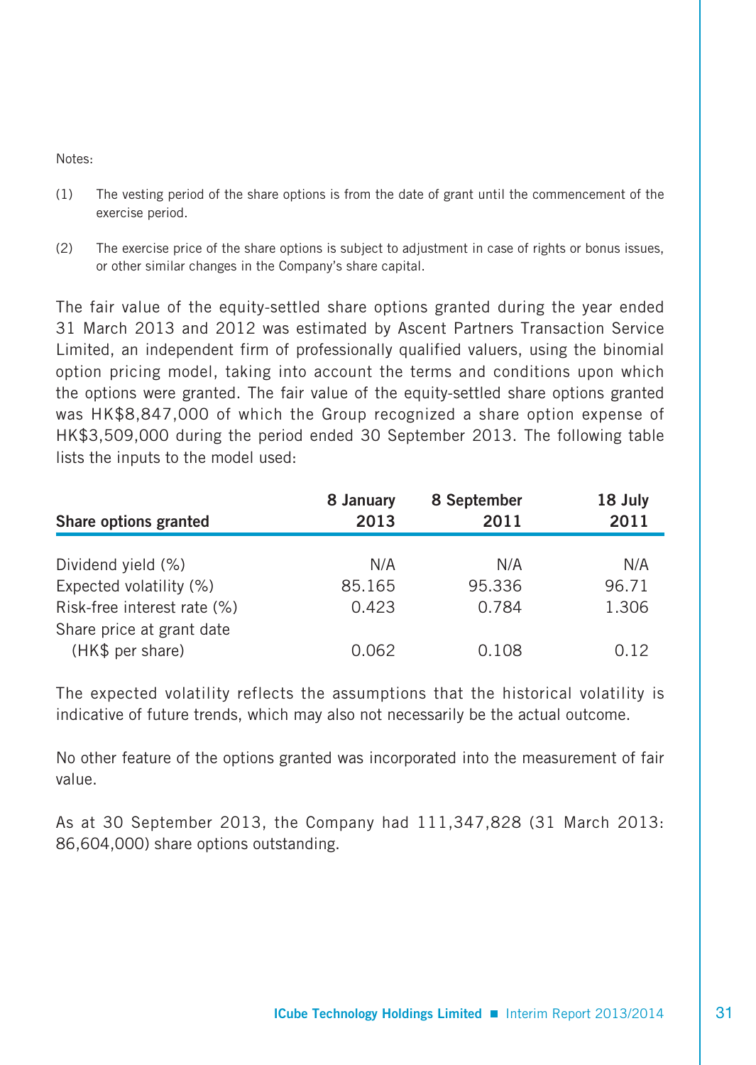Notes:

(1) The vesting period of the share options is from the date of grant until the commencement of the exercise period.

(2) The exercise price of the share options is subject to adjustment in case of rights or bonus issues, or other similar changes in the Company's share capital.

The fair value of the equity-settled share options granted during the year ended 31 March 2013 and 2012 was estimated by Ascent Partners Transaction Service Limited, an independent firm of professionally qualified valuers, using the binomial option pricing model, taking into account the terms and conditions upon which the options were granted. The fair value of the equity-settled share options granted was HK$8,847,000 of which the Group recognized a share option expense of HK$3,509,000 during the period ended 30 September 2013. The following table lists the inputs to the model used:

| Share options granted | 8 January 2013 | 8 September 2011 | 18 July 2011 |
|---|---|---|---|
| Dividend yield (%) | N/A | N/A | N/A |
| Expected volatility (%) | 85.165 | 95.336 | 96.71 |
| Risk-free interest rate (%) | 0.423 | 0.784 | 1.306 |
| Share price at grant date (HK$ per share) | 0.062 | 0.108 | 0.12 |

The expected volatility reflects the assumptions that the historical volatility is indicative of future trends, which may also not necessarily be the actual outcome.

No other feature of the options granted was incorporated into the measurement of fair value.

As at 30 September 2013, the Company had 111,347,828 (31 March 2013: 86,604,000) share options outstanding.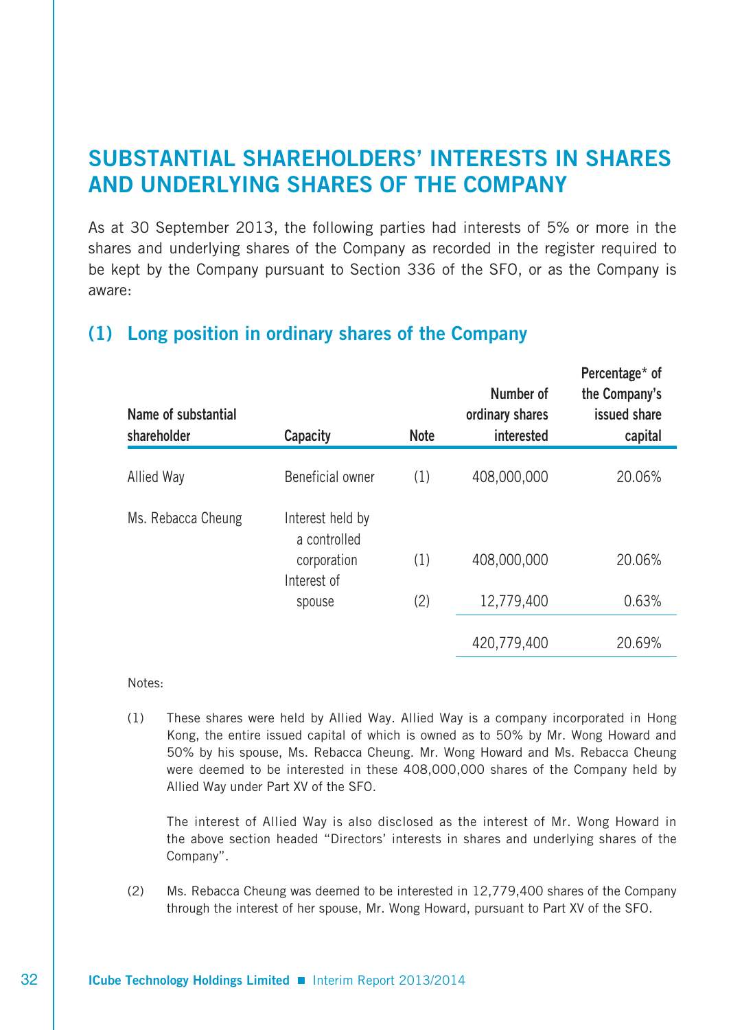# SUBSTANTIAL SHAREHOLDERS' INTERESTS IN SHARES AND UNDERLYING SHARES OF THE COMPANY

As at 30 September 2013, the following parties had interests of 5% or more in the shares and underlying shares of the Company as recorded in the register required to be kept by the Company pursuant to Section 336 of the SFO, or as the Company is aware:

## (1) Long position in ordinary shares of the Company

| Name of substantial shareholder | Capacity | Note | Number of ordinary shares interested | Percentage* of the Company's issued share capital |
|---|---|---|---|---|
| Allied Way | Beneficial owner | (1) | 408,000,000 | 20.06% |
| Ms. Rebacca Cheung | Interest held by a controlled corporation | (1) | 408,000,000 | 20.06% |
| | Interest of spouse | (2) | 12,779,400 | 0.63% |
| | | | 420,779,400 | 20.69% |

Notes:

(1) These shares were held by Allied Way. Allied Way is a company incorporated in Hong Kong, the entire issued capital of which is owned as to 50% by Mr. Wong Howard and 50% by his spouse, Ms. Rebacca Cheung. Mr. Wong Howard and Ms. Rebacca Cheung were deemed to be interested in these 408,000,000 shares of the Company held by Allied Way under Part XV of the SFO.

The interest of Allied Way is also disclosed as the interest of Mr. Wong Howard in the above section headed "Directors' interests in shares and underlying shares of the Company".

(2) Ms. Rebacca Cheung was deemed to be interested in 12,779,400 shares of the Company through the interest of her spouse, Mr. Wong Howard, pursuant to Part XV of the SFO.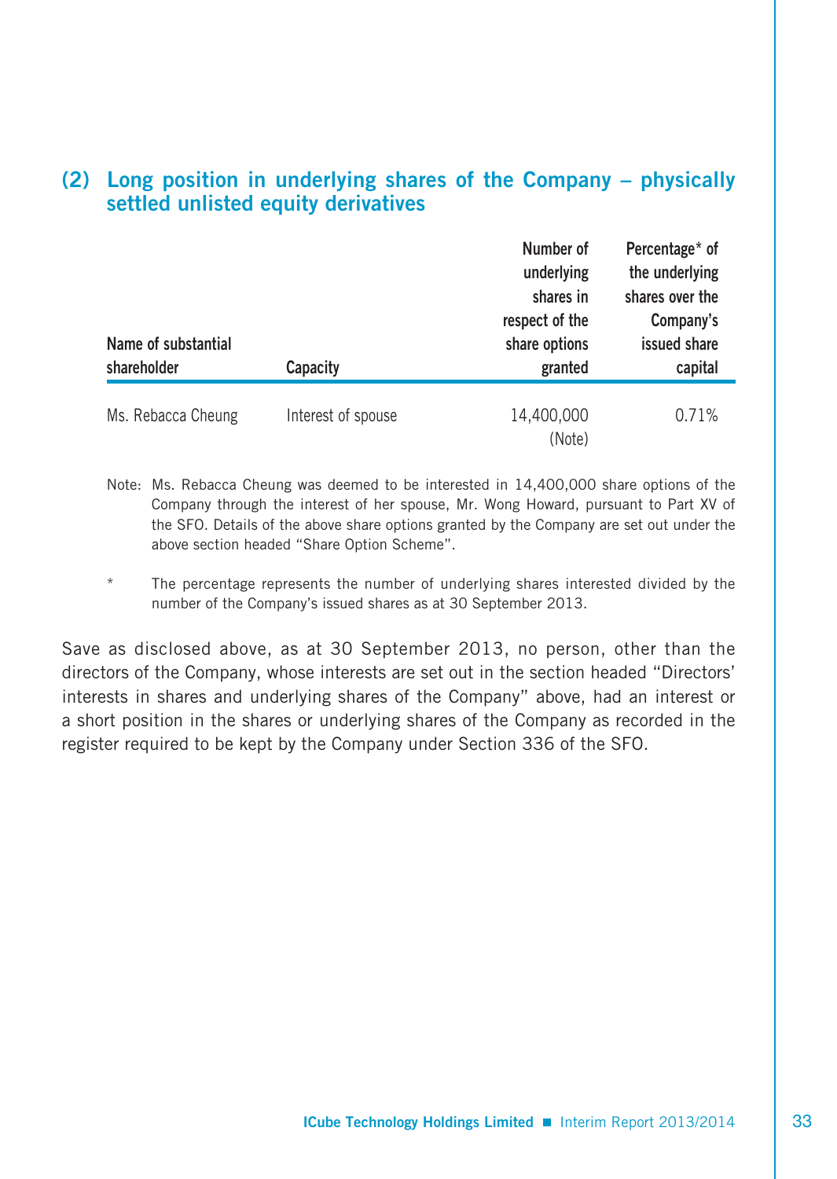## (2) Long position in underlying shares of the Company – physically settled unlisted equity derivatives

| Name of substantial shareholder | Capacity | Number of underlying shares in respect of the share options granted | Percentage* of the underlying shares over the Company's issued share capital |
|---|---|---|---|
| Ms. Rebacca Cheung | Interest of spouse | 14,400,000 (Note) | 0.71% |

Note: Ms. Rebacca Cheung was deemed to be interested in 14,400,000 share options of the Company through the interest of her spouse, Mr. Wong Howard, pursuant to Part XV of the SFO. Details of the above share options granted by the Company are set out under the above section headed "Share Option Scheme".

* The percentage represents the number of underlying shares interested divided by the number of the Company's issued shares as at 30 September 2013.

Save as disclosed above, as at 30 September 2013, no person, other than the directors of the Company, whose interests are set out in the section headed "Directors' interests in shares and underlying shares of the Company" above, had an interest or a short position in the shares or underlying shares of the Company as recorded in the register required to be kept by the Company under Section 336 of the SFO.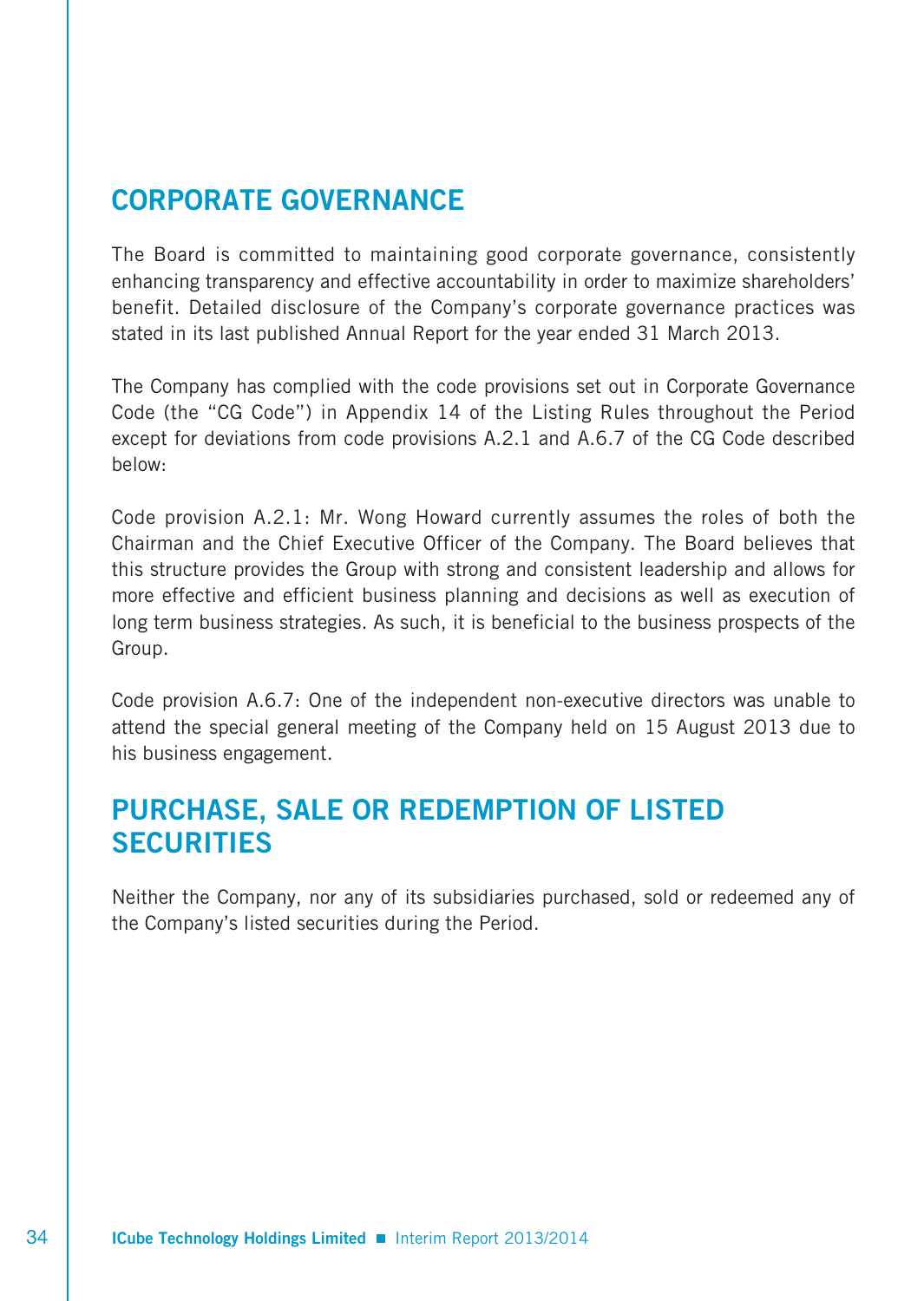## CORPORATE GOVERNANCE

The Board is committed to maintaining good corporate governance, consistently enhancing transparency and effective accountability in order to maximize shareholders' benefit. Detailed disclosure of the Company's corporate governance practices was stated in its last published Annual Report for the year ended 31 March 2013.

The Company has complied with the code provisions set out in Corporate Governance Code (the "CG Code") in Appendix 14 of the Listing Rules throughout the Period except for deviations from code provisions A.2.1 and A.6.7 of the CG Code described below:

Code provision A.2.1: Mr. Wong Howard currently assumes the roles of both the Chairman and the Chief Executive Officer of the Company. The Board believes that this structure provides the Group with strong and consistent leadership and allows for more effective and efficient business planning and decisions as well as execution of long term business strategies. As such, it is beneficial to the business prospects of the Group.

Code provision A.6.7: One of the independent non-executive directors was unable to attend the special general meeting of the Company held on 15 August 2013 due to his business engagement.

## PURCHASE, SALE OR REDEMPTION OF LISTED SECURITIES

Neither the Company, nor any of its subsidiaries purchased, sold or redeemed any of the Company's listed securities during the Period.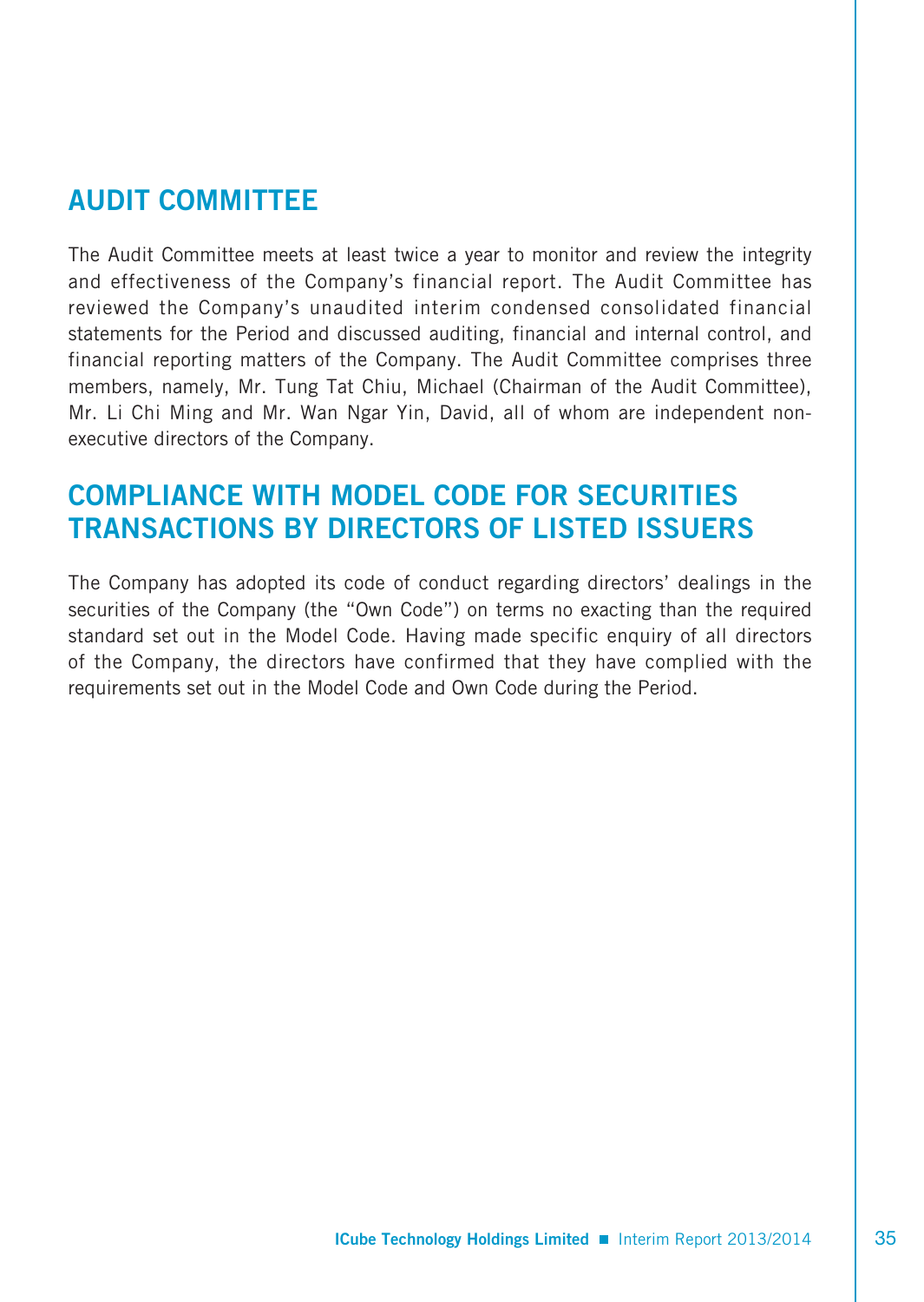## AUDIT COMMITTEE

The Audit Committee meets at least twice a year to monitor and review the integrity and effectiveness of the Company's financial report. The Audit Committee has reviewed the Company's unaudited interim condensed consolidated financial statements for the Period and discussed auditing, financial and internal control, and financial reporting matters of the Company. The Audit Committee comprises three members, namely, Mr. Tung Tat Chiu, Michael (Chairman of the Audit Committee), Mr. Li Chi Ming and Mr. Wan Ngar Yin, David, all of whom are independent non-executive directors of the Company.

## COMPLIANCE WITH MODEL CODE FOR SECURITIES TRANSACTIONS BY DIRECTORS OF LISTED ISSUERS

The Company has adopted its code of conduct regarding directors' dealings in the securities of the Company (the "Own Code") on terms no exacting than the required standard set out in the Model Code. Having made specific enquiry of all directors of the Company, the directors have confirmed that they have complied with the requirements set out in the Model Code and Own Code during the Period.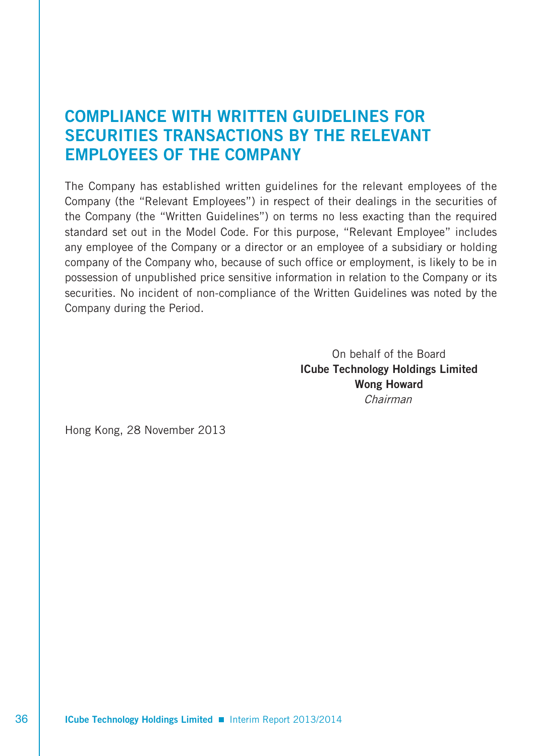## COMPLIANCE WITH WRITTEN GUIDELINES FOR SECURITIES TRANSACTIONS BY THE RELEVANT EMPLOYEES OF THE COMPANY

The Company has established written guidelines for the relevant employees of the Company (the "Relevant Employees") in respect of their dealings in the securities of the Company (the "Written Guidelines") on terms no less exacting than the required standard set out in the Model Code. For this purpose, "Relevant Employee" includes any employee of the Company or a director or an employee of a subsidiary or holding company of the Company who, because of such office or employment, is likely to be in possession of unpublished price sensitive information in relation to the Company or its securities. No incident of non-compliance of the Written Guidelines was noted by the Company during the Period.

On behalf of the Board
**ICube Technology Holdings Limited**
**Wong Howard**
*Chairman*

Hong Kong, 28 November 2013